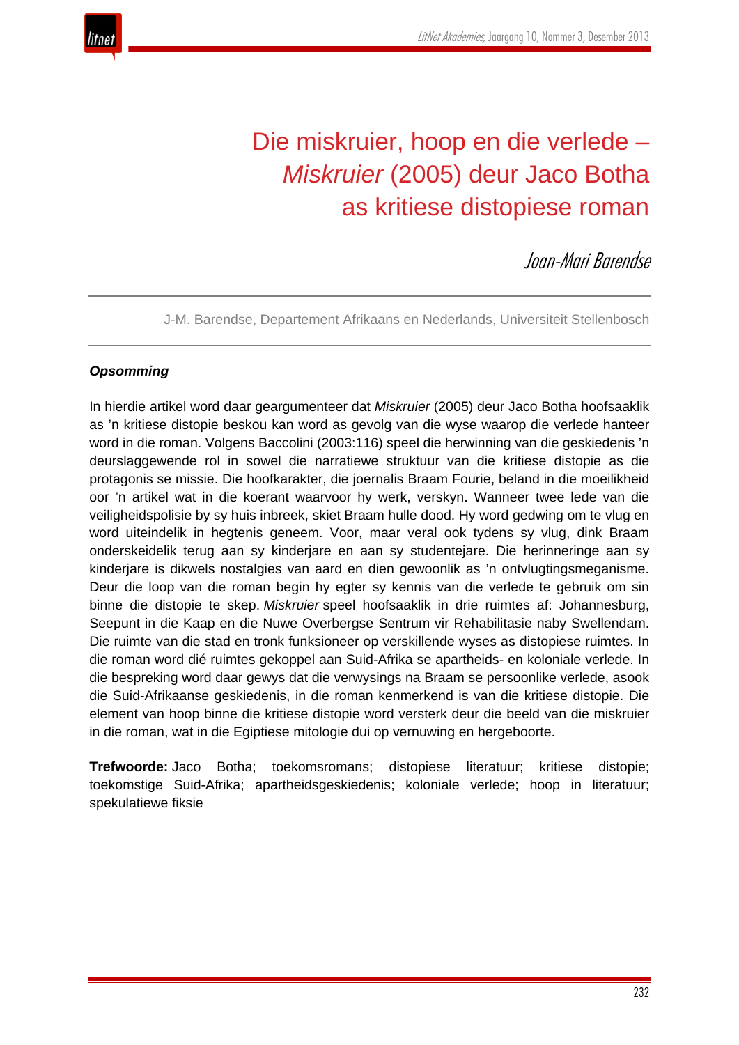# Die miskruier, hoop en die verlede – *Miskruier* (2005) deur Jaco Botha as kritiese distopiese roman

*Joan-Mari Barendse*

J-M. Barendse, Departement Afrikaans en Nederlands, Universiteit Stellenbosch

### *Opsomming*

In hierdie artikel word daar geargumenteer dat *Miskruier* (2005) deur Jaco Botha hoofsaaklik as 'n kritiese distopie beskou kan word as gevolg van die wyse waarop die verlede hanteer word in die roman. Volgens Baccolini (2003:116) speel die herwinning van die geskiedenis 'n deurslaggewende rol in sowel die narratiewe struktuur van die kritiese distopie as die protagonis se missie. Die hoofkarakter, die joernalis Braam Fourie, beland in die moeilikheid oor 'n artikel wat in die koerant waarvoor hy werk, verskyn. Wanneer twee lede van die veiligheidspolisie by sy huis inbreek, skiet Braam hulle dood. Hy word gedwing om te vlug en word uiteindelik in hegtenis geneem. Voor, maar veral ook tydens sy vlug, dink Braam onderskeidelik terug aan sy kinderjare en aan sy studentejare. Die herinneringe aan sy kinderjare is dikwels nostalgies van aard en dien gewoonlik as 'n ontvlugtingsmeganisme. Deur die loop van die roman begin hy egter sy kennis van die verlede te gebruik om sin binne die distopie te skep. *Miskruier* speel hoofsaaklik in drie ruimtes af: Johannesburg, Seepunt in die Kaap en die Nuwe Overbergse Sentrum vir Rehabilitasie naby Swellendam. Die ruimte van die stad en tronk funksioneer op verskillende wyses as distopiese ruimtes. In die roman word dié ruimtes gekoppel aan Suid-Afrika se apartheids- en koloniale verlede. In die bespreking word daar gewys dat die verwysings na Braam se persoonlike verlede, asook die Suid-Afrikaanse geskiedenis, in die roman kenmerkend is van die kritiese distopie. Die element van hoop binne die kritiese distopie word versterk deur die beeld van die miskruier in die roman, wat in die Egiptiese mitologie dui op vernuwing en hergeboorte.

**Trefwoorde:** Jaco Botha; toekomsromans; distopiese literatuur; kritiese distopie; toekomstige Suid-Afrika; apartheidsgeskiedenis; koloniale verlede; hoop in literatuur; spekulatiewe fiksie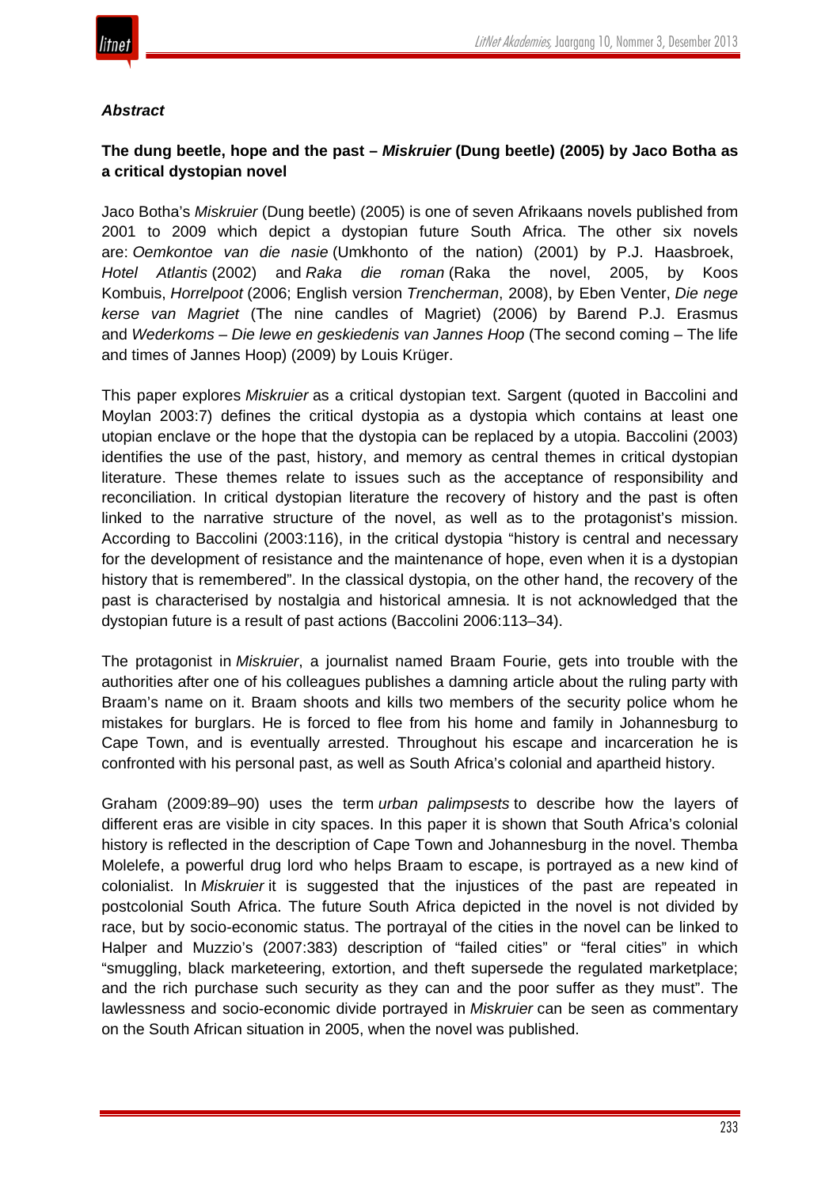### *Abstract*

**The dung beetle, hope and the past – *Miskruier* (Dung beetle) (2005) by Jaco Botha as a critical dystopian novel**

Jaco Botha's *Miskruier* (Dung beetle) (2005) is one of seven Afrikaans novels published from 2001 to 2009 which depict a dystopian future South Africa. The other six novels are: *Oemkontoe van die nasie* (Umkhonto of the nation) (2001) by P.J. Haasbroek, *Hotel Atlantis* (2002) and *Raka die roman* (Raka the novel, 2005, by Koos Kombuis, *Horrelpoot* (2006; English version *Trencherman*, 2008), by Eben Venter, *Die nege kerse van Magriet* (The nine candles of Magriet) (2006) by Barend P.J. Erasmus and *Wederkoms – Die lewe en geskiedenis van Jannes Hoop* (The second coming – The life and times of Jannes Hoop) (2009) by Louis Krüger.

This paper explores *Miskruier* as a critical dystopian text. Sargent (quoted in Baccolini and Moylan 2003:7) defines the critical dystopia as a dystopia which contains at least one utopian enclave or the hope that the dystopia can be replaced by a utopia. Baccolini (2003) identifies the use of the past, history, and memory as central themes in critical dystopian literature. These themes relate to issues such as the acceptance of responsibility and reconciliation. In critical dystopian literature the recovery of history and the past is often linked to the narrative structure of the novel, as well as to the protagonist's mission. According to Baccolini (2003:116), in the critical dystopia "history is central and necessary for the development of resistance and the maintenance of hope, even when it is a dystopian history that is remembered". In the classical dystopia, on the other hand, the recovery of the past is characterised by nostalgia and historical amnesia. It is not acknowledged that the dystopian future is a result of past actions (Baccolini 2006:113–34).

The protagonist in *Miskruier*, a journalist named Braam Fourie, gets into trouble with the authorities after one of his colleagues publishes a damning article about the ruling party with Braam's name on it. Braam shoots and kills two members of the security police whom he mistakes for burglars. He is forced to flee from his home and family in Johannesburg to Cape Town, and is eventually arrested. Throughout his escape and incarceration he is confronted with his personal past, as well as South Africa's colonial and apartheid history.

Graham (2009:89–90) uses the term *urban palimpsests* to describe how the layers of different eras are visible in city spaces. In this paper it is shown that South Africa's colonial history is reflected in the description of Cape Town and Johannesburg in the novel. Themba Molelefe, a powerful drug lord who helps Braam to escape, is portrayed as a new kind of colonialist. In *Miskruier* it is suggested that the injustices of the past are repeated in postcolonial South Africa. The future South Africa depicted in the novel is not divided by race, but by socio-economic status. The portrayal of the cities in the novel can be linked to Halper and Muzzio's (2007:383) description of "failed cities" or "feral cities" in which "smuggling, black marketeering, extortion, and theft supersede the regulated marketplace; and the rich purchase such security as they can and the poor suffer as they must". The lawlessness and socio-economic divide portrayed in *Miskruier* can be seen as commentary on the South African situation in 2005, when the novel was published.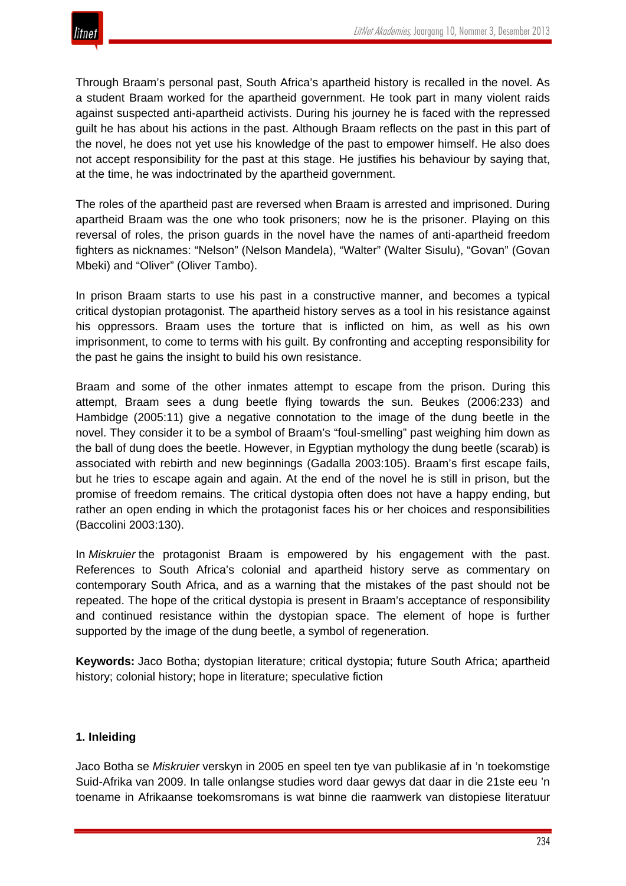Through Braam's personal past, South Africa's apartheid history is recalled in the novel. As a student Braam worked for the apartheid government. He took part in many violent raids against suspected anti-apartheid activists. During his journey he is faced with the repressed guilt he has about his actions in the past. Although Braam reflects on the past in this part of the novel, he does not yet use his knowledge of the past to empower himself. He also does not accept responsibility for the past at this stage. He justifies his behaviour by saying that, at the time, he was indoctrinated by the apartheid government.

The roles of the apartheid past are reversed when Braam is arrested and imprisoned. During apartheid Braam was the one who took prisoners; now he is the prisoner. Playing on this reversal of roles, the prison guards in the novel have the names of anti-apartheid freedom fighters as nicknames: "Nelson" (Nelson Mandela), "Walter" (Walter Sisulu), "Govan" (Govan Mbeki) and "Oliver" (Oliver Tambo).

In prison Braam starts to use his past in a constructive manner, and becomes a typical critical dystopian protagonist. The apartheid history serves as a tool in his resistance against his oppressors. Braam uses the torture that is inflicted on him, as well as his own imprisonment, to come to terms with his guilt. By confronting and accepting responsibility for the past he gains the insight to build his own resistance.

Braam and some of the other inmates attempt to escape from the prison. During this attempt, Braam sees a dung beetle flying towards the sun. Beukes (2006:233) and Hambidge (2005:11) give a negative connotation to the image of the dung beetle in the novel. They consider it to be a symbol of Braam's "foul-smelling" past weighing him down as the ball of dung does the beetle. However, in Egyptian mythology the dung beetle (scarab) is associated with rebirth and new beginnings (Gadalla 2003:105). Braam's first escape fails, but he tries to escape again and again. At the end of the novel he is still in prison, but the promise of freedom remains. The critical dystopia often does not have a happy ending, but rather an open ending in which the protagonist faces his or her choices and responsibilities (Baccolini 2003:130).

In *Miskruier* the protagonist Braam is empowered by his engagement with the past. References to South Africa's colonial and apartheid history serve as commentary on contemporary South Africa, and as a warning that the mistakes of the past should not be repeated. The hope of the critical dystopia is present in Braam's acceptance of responsibility and continued resistance within the dystopian space. The element of hope is further supported by the image of the dung beetle, a symbol of regeneration.

**Keywords:** Jaco Botha; dystopian literature; critical dystopia; future South Africa; apartheid history; colonial history; hope in literature; speculative fiction

## 1. Inleiding

Jaco Botha se *Miskruier* verskyn in 2005 en speel ten tye van publikasie af in 'n toekomstige Suid-Afrika van 2009. In talle onlangse studies word daar gewys dat daar in die 21ste eeu 'n toename in Afrikaanse toekomsromans is wat binne die raamwerk van distopiese literatuur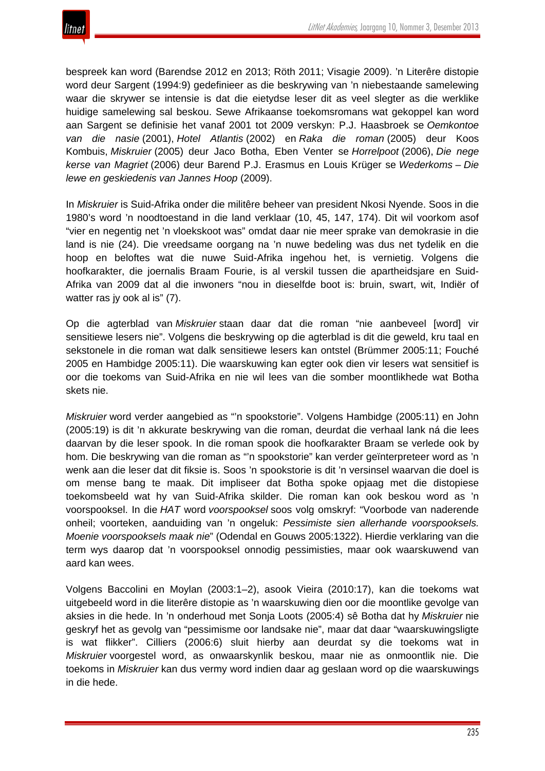bespreek kan word (Barendse 2012 en 2013; Röth 2011; Visagie 2009). ’n Literêre distopie word deur Sargent (1994:9) gedefinieer as die beskrywing van ’n niebestaande samelewing waar die skrywer se intensie is dat die eietydse leser dit as veel slegter as die werklike huidige samelewing sal beskou. Sewe Afrikaanse toekomsromans wat gekoppel kan word aan Sargent se definisie het vanaf 2001 tot 2009 verskyn: P.J. Haasbroek se *Oemkontoe van die nasie* (2001), *Hotel Atlantis* (2002) en *Raka die roman* (2005) deur Koos Kombuis, *Miskruier* (2005) deur Jaco Botha, Eben Venter se *Horrelpoot* (2006), *Die nege kerse van Magriet* (2006) deur Barend P.J. Erasmus en Louis Krüger se *Wederkoms – Die lewe en geskiedenis van Jannes Hoop* (2009).

In *Miskruier* is Suid-Afrika onder die militêre beheer van president Nkosi Nyende. Soos in die 1980’s word ’n noodtoestand in die land verklaar (10, 45, 147, 174). Dit wil voorkom asof “vier en negentig net ’n vloekskoot was” omdat daar nie meer sprake van demokrasie in die land is nie (24). Die vreedsame oorgang na ’n nuwe bedeling was dus net tydelik en die hoop en beloftes wat die nuwe Suid-Afrika ingehou het, is vernietig. Volgens die hoofkarakter, die joernalis Braam Fourie, is al verskil tussen die apartheidsjare en Suid-Afrika van 2009 dat al die inwoners “nou in dieselfde boot is: bruin, swart, wit, Indiër of watter ras jy ook al is” (7).

Op die agterblad van *Miskruier* staan daar dat die roman “nie aanbeveel [word] vir sensitiewe lesers nie”. Volgens die beskrywing op die agterblad is dit die geweld, kru taal en sekstonele in die roman wat dalk sensitiewe lesers kan ontstel (Brümmer 2005:11; Fouché 2005 en Hambidge 2005:11). Die waarskuwing kan egter ook dien vir lesers wat sensitief is oor die toekoms van Suid-Afrika en nie wil lees van die somber moontlikhede wat Botha skets nie.

*Miskruier* word verder aangebied as “’n spookstorie”. Volgens Hambidge (2005:11) en John (2005:19) is dit ’n akkurate beskrywing van die roman, deurdat die verhaal lank ná die lees daarvan by die leser spook. In die roman spook die hoofkarakter Braam se verlede ook by hom. Die beskrywing van die roman as “’n spookstorie” kan verder geïnterpreteer word as ’n wenk aan die leser dat dit fiksie is. Soos ’n spookstorie is dit ’n versinsel waarvan die doel is om mense bang te maak. Dit impliseer dat Botha spoke opjaag met die distopiese toekomsbeeld wat hy van Suid-Afrika skilder. Die roman kan ook beskou word as ’n voorspooksel. In die *HAT* word *voorspooksel* soos volg omskryf: “Voorbode van naderende onheil; voorteken, aanduiding van ’n ongeluk: *Pessimiste sien allerhande voorspooksels. Moenie voorspooksels maak nie*” (Odendal en Gouws 2005:1322). Hierdie verklaring van die term wys daarop dat ’n voorspooksel onnodig pessimisties, maar ook waarskuwend van aard kan wees.

Volgens Baccolini en Moylan (2003:1–2), asook Vieira (2010:17), kan die toekoms wat uitgebeeld word in die literêre distopie as ’n waarskuwing dien oor die moontlike gevolge van aksies in die hede. In ’n onderhoud met Sonja Loots (2005:4) sê Botha dat hy *Miskruier* nie geskryf het as gevolg van “pessimisme oor landsake nie”, maar dat daar “waarskuwingsligte is wat flikker”. Cilliers (2006:6) sluit hierby aan deurdat sy die toekoms wat in *Miskruier* voorgestel word, as onwaarskynlik beskou, maar nie as onmoontlik nie. Die toekoms in *Miskruier* kan dus vermy word indien daar ag geslaan word op die waarskuwings in die hede.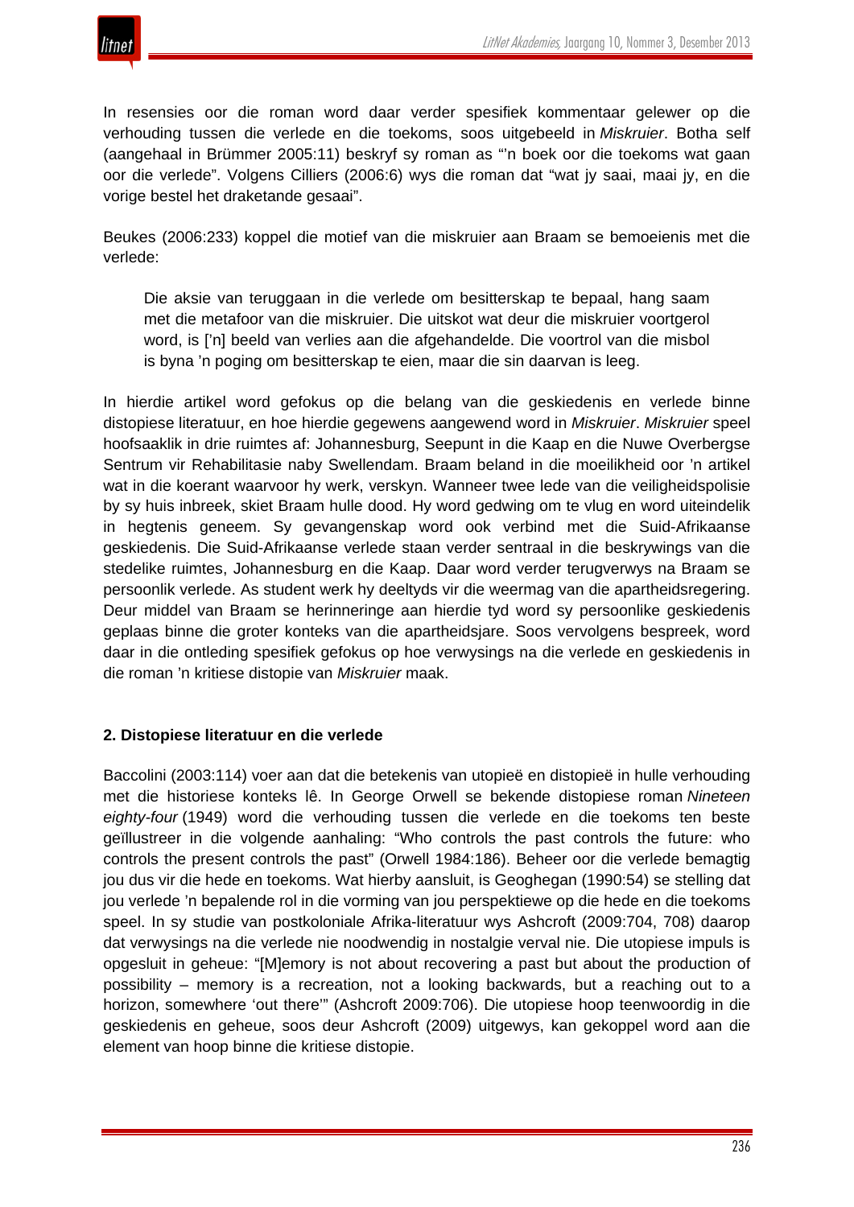In resensies oor die roman word daar verder spesifiek kommentaar gelewer op die verhouding tussen die verlede en die toekoms, soos uitgebeeld in *Miskruier*. Botha self (aangehaal in Brümmer 2005:11) beskryf sy roman as "'n boek oor die toekoms wat gaan oor die verlede". Volgens Cilliers (2006:6) wys die roman dat "wat jy saai, maai jy, en die vorige bestel het draketande gesaai".

Beukes (2006:233) koppel die motief van die miskruier aan Braam se bemoeienis met die verlede:

> Die aksie van teruggaan in die verlede om besitterskap te bepaal, hang saam met die metafoor van die miskruier. Die uitskot wat deur die miskruier voortgerol word, is ['n] beeld van verlies aan die afgehandelde. Die voortrol van die misbol is byna 'n poging om besitterskap te eien, maar die sin daarvan is leeg.

In hierdie artikel word gefokus op die belang van die geskiedenis en verlede binne distopiese literatuur, en hoe hierdie gegewens aangewend word in *Miskruier*. *Miskruier* speel hoofsaaklik in drie ruimtes af: Johannesburg, Seepunt in die Kaap en die Nuwe Overbergse Sentrum vir Rehabilitasie naby Swellendam. Braam beland in die moeilikheid oor 'n artikel wat in die koerant waarvoor hy werk, verskyn. Wanneer twee lede van die veiligheidspolisie by sy huis inbreek, skiet Braam hulle dood. Hy word gedwing om te vlug en word uiteindelik in hegtenis geneem. Sy gevangenskap word ook verbind met die Suid-Afrikaanse geskiedenis. Die Suid-Afrikaanse verlede staan verder sentraal in die beskrywings van die stedelike ruimtes, Johannesburg en die Kaap. Daar word verder terugverwys na Braam se persoonlik verlede. As student werk hy deeltyds vir die weermag van die apartheidsregering. Deur middel van Braam se herinneringe aan hierdie tyd word sy persoonlike geskiedenis geplaas binne die groter konteks van die apartheidsjare. Soos vervolgens bespreek, word daar in die ontleding spesifiek gefokus op hoe verwysings na die verlede en geskiedenis in die roman 'n kritiese distopie van *Miskruier* maak.

## 2. Distopiese literatuur en die verlede

Baccolini (2003:114) voer aan dat die betekenis van utopieë en distopieë in hulle verhouding met die historiese konteks lê. In George Orwell se bekende distopiese roman *Nineteen eighty-four* (1949) word die verhouding tussen die verlede en die toekoms ten beste geïllustreer in die volgende aanhaling: "Who controls the past controls the future: who controls the present controls the past" (Orwell 1984:186). Beheer oor die verlede bemagtig jou dus vir die hede en toekoms. Wat hierby aansluit, is Geoghegan (1990:54) se stelling dat jou verlede 'n bepalende rol in die vorming van jou perspektiewe op die hede en die toekoms speel. In sy studie van postkoloniale Afrika-literatuur wys Ashcroft (2009:704, 708) daarop dat verwysings na die verlede nie noodwendig in nostalgie verval nie. Die utopiese impuls is opgesluit in geheue: "[M]emory is not about recovering a past but about the production of possibility – memory is a recreation, not a looking backwards, but a reaching out to a horizon, somewhere 'out there'" (Ashcroft 2009:706). Die utopiese hoop teenwoordig in die geskiedenis en geheue, soos deur Ashcroft (2009) uitgewys, kan gekoppel word aan die element van hoop binne die kritiese distopie.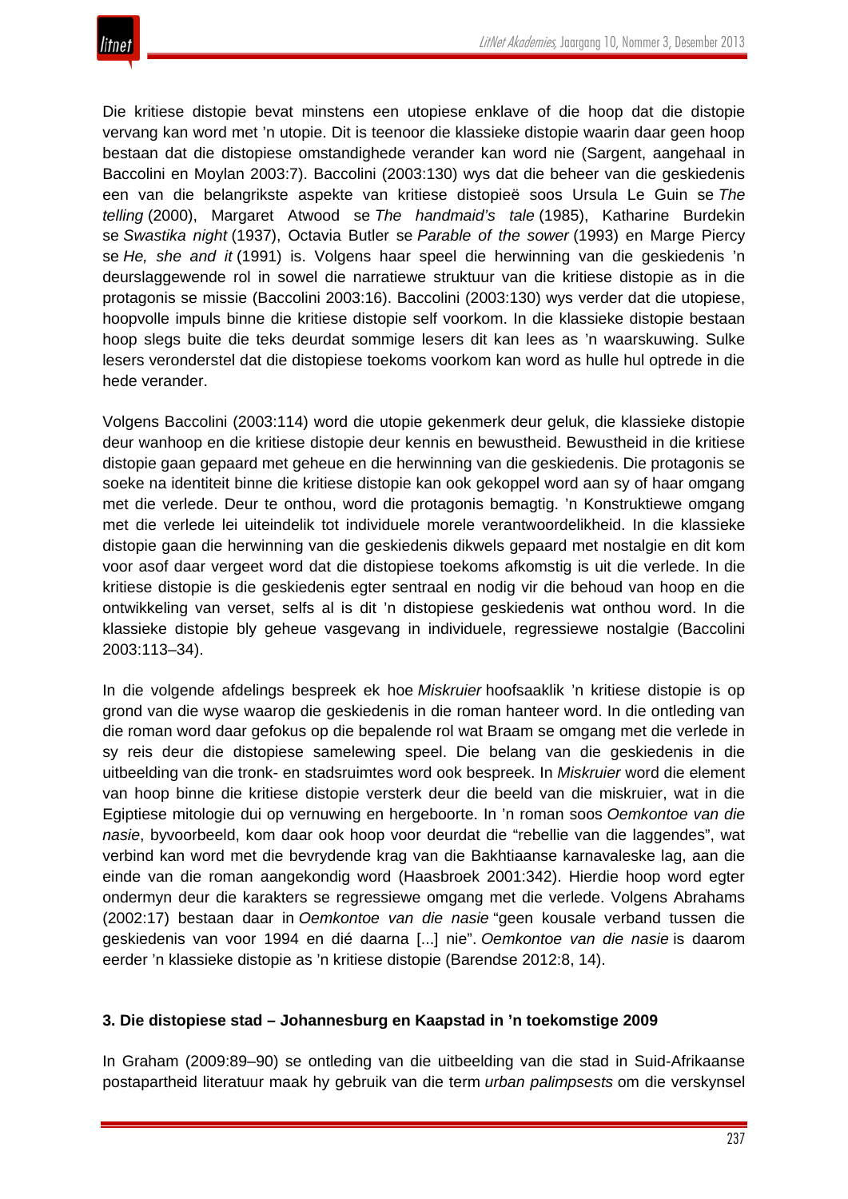Die kritiese distopie bevat minstens een utopiese enklawe of die hoop dat die distopie vervang kan word met 'n utopie. Dit is teenoor die klassieke distopie waarin daar geen hoop bestaan dat die distopiese omstandighede verander kan word nie (Sargent, aangehaal in Baccolini en Moylan 2003:7). Baccolini (2003:130) wys dat die beheer van die geskiedenis een van die belangrikste aspekte van kritiese distopieë soos Ursula Le Guin se *The telling* (2000), Margaret Atwood se *The handmaid's tale* (1985), Katharine Burdekin se *Swastika night* (1937), Octavia Butler se *Parable of the sower* (1993) en Marge Piercy se *He, she and it* (1991) is. Volgens haar speel die herwinning van die geskiedenis 'n deurslaggewende rol in sowel die narratiewe struktuur van die kritiese distopie as in die protagonis se missie (Baccolini 2003:16). Baccolini (2003:130) wys verder dat die utopiese, hoopvolle impuls binne die kritiese distopie self voorkom. In die klassieke distopie bestaan hoop slegs buite die teks deurdat sommige lesers dit kan lees as 'n waarskuwing. Sulke lesers veronderstel dat die distopiese toekoms voorkom kan word as hulle hul optrede in die hede verander.

Volgens Baccolini (2003:114) word die utopie gekenmerk deur geluk, die klassieke distopie deur wanhoop en die kritiese distopie deur kennis en bewustheid. Bewustheid in die kritiese distopie gaan gepaard met geheue en die herwinning van die geskiedenis. Die protagonis se soeke na identiteit binne die kritiese distopie kan ook gekoppel word aan sy of haar omgang met die verlede. Deur te onthou, word die protagonis bemagtig. 'n Konstruktiewe omgang met die verlede lei uiteindelik tot individuele morele verantwoordelikheid. In die klassieke distopie gaan die herwinning van die geskiedenis dikwels gepaard met nostalgie en dit kom voor asof daar vergeet word dat die distopiese toekoms afkomstig is uit die verlede. In die kritiese distopie is die geskiedenis egter sentraal en nodig vir die behoud van hoop en die ontwikkeling van verset, selfs al is dit 'n distopiese geskiedenis wat onthou word. In die klassieke distopie bly geheue vasgevang in individuele, regressiewe nostalgie (Baccolini 2003:113–34).

In die volgende afdelings bespreek ek hoe *Miskruier* hoofsaaklik 'n kritiese distopie is op grond van die wyse waarop die geskiedenis in die roman hanteer word. In die ontleding van die roman word daar gefokus op die bepalende rol wat Braam se omgang met die verlede in sy reis deur die distopiese samelewing speel. Die belang van die geskiedenis in die uitbeelding van die tronk- en stadsruimtes word ook bespreek. In *Miskruier* word die element van hoop binne die kritiese distopie versterk deur die beeld van die miskruier, wat in die Egiptiese mitologie dui op vernuwing en hergeboorte. In 'n roman soos *Oemkontoe van die nasie*, byvoorbeeld, kom daar ook hoop voor deurdat die "rebellie van die laggendes", wat verbind kan word met die bevrydende krag van die Bakhtiaanse karnavaleske lag, aan die einde van die roman aangekondig word (Haasbroek 2001:342). Hierdie hoop word egter ondermyn deur die karakters se regressiewe omgang met die verlede. Volgens Abrahams (2002:17) bestaan daar in *Oemkontoe van die nasie* "geen kousale verband tussen die geskiedenis van voor 1994 en dié daarna [...] nie". *Oemkontoe van die nasie* is daarom eerder 'n klassieke distopie as 'n kritiese distopie (Barendse 2012:8, 14).

### 3. Die distopiese stad – Johannesburg en Kaapstad in 'n toekomstige 2009

In Graham (2009:89–90) se ontleding van die uitbeelding van die stad in Suid-Afrikaanse postapartheid literatuur maak hy gebruik van die term *urban palimpsests* om die verskynsel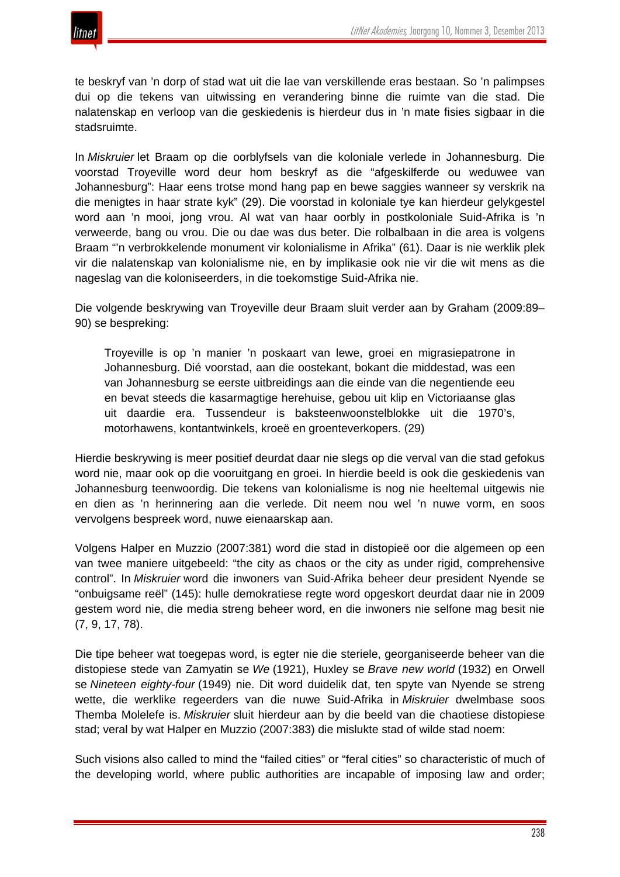te beskryf van 'n dorp of stad wat uit die lae van verskillende eras bestaan. So 'n palimpses dui op die tekens van uitwissing en verandering binne die ruimte van die stad. Die nalatenskap en verloop van die geskiedenis is hierdeur dus in 'n mate fisies sigbaar in die stadsruimte.

In *Miskruier* let Braam op die oorblyfsels van die koloniale verlede in Johannesburg. Die voorstad Troyeville word deur hom beskryf as die "afgeskilferde ou weduwee van Johannesburg": Haar eens trotse mond hang pap en bewe saggies wanneer sy verskrik na die menigtes in haar strate kyk" (29). Die voorstad in koloniale tye kan hierdeur gelykgestel word aan 'n mooi, jong vrou. Al wat van haar oorbly in postkoloniale Suid-Afrika is 'n verweerde, bang ou vrou. Die ou dae was dus beter. Die rolbalbaan in die area is volgens Braam "'n verbrokkelende monument vir kolonialisme in Afrika" (61). Daar is nie werklik plek vir die nalatenskap van kolonialisme nie, en by implikasie ook nie vir die wit mens as die nageslag van die koloniseerders, in die toekomstige Suid-Afrika nie.

Die volgende beskrywing van Troyeville deur Braam sluit verder aan by Graham (2009:89–90) se bespreking:

> Troyeville is op 'n manier 'n poskaart van lewe, groei en migrasiepatrone in Johannesburg. Dié voorstad, aan die oostekant, bokant die middestad, was een van Johannesburg se eerste uitbreidings aan die einde van die negentiende eeu en bevat steeds die kasarmagtige herehuise, gebou uit klip en Victoriaanse glas uit daardie era. Tussendeur is baksteenwoonstelblokke uit die 1970's, motorhawens, kontantwinkels, kroeë en groenteverkopers. (29)

Hierdie beskrywing is meer positief deurdat daar nie slegs op die verval van die stad gefokus word nie, maar ook op die vooruitgang en groei. In hierdie beeld is ook die geskiedenis van Johannesburg teenwoordig. Die tekens van kolonialisme is nog nie heeltemal uitgewis nie en dien as 'n herinnering aan die verlede. Dit neem nou wel 'n nuwe vorm, en soos vervolgens bespreek word, nuwe eienaarskap aan.

Volgens Halper en Muzzio (2007:381) word die stad in distopieë oor die algemeen op een van twee maniere uitgebeeld: "the city as chaos or the city as under rigid, comprehensive control". In *Miskruier* word die inwoners van Suid-Afrika beheer deur president Nyende se "onbuigsame reël" (145): hulle demokratiese regte word opgeskort deurdat daar nie in 2009 gestem word nie, die media streng beheer word, en die inwoners nie selfone mag besit nie (7, 9, 17, 78).

Die tipe beheer wat toegepas word, is egter nie die steriele, georganiseerde beheer van die distopiese stede van Zamyatin se *We* (1921), Huxley se *Brave new world* (1932) en Orwell se *Nineteen eighty-four* (1949) nie. Dit word duidelik dat, ten spyte van Nyende se streng wette, die werklike regeerders van die nuwe Suid-Afrika in *Miskruier* dwelmbase soos Themba Molelefe is. *Miskruier* sluit hierdeur aan by die beeld van die chaotiese distopiese stad; veral by wat Halper en Muzzio (2007:383) die mislukte stad of wilde stad noem:

Such visions also called to mind the "failed cities" or "feral cities" so characteristic of much of the developing world, where public authorities are incapable of imposing law and order;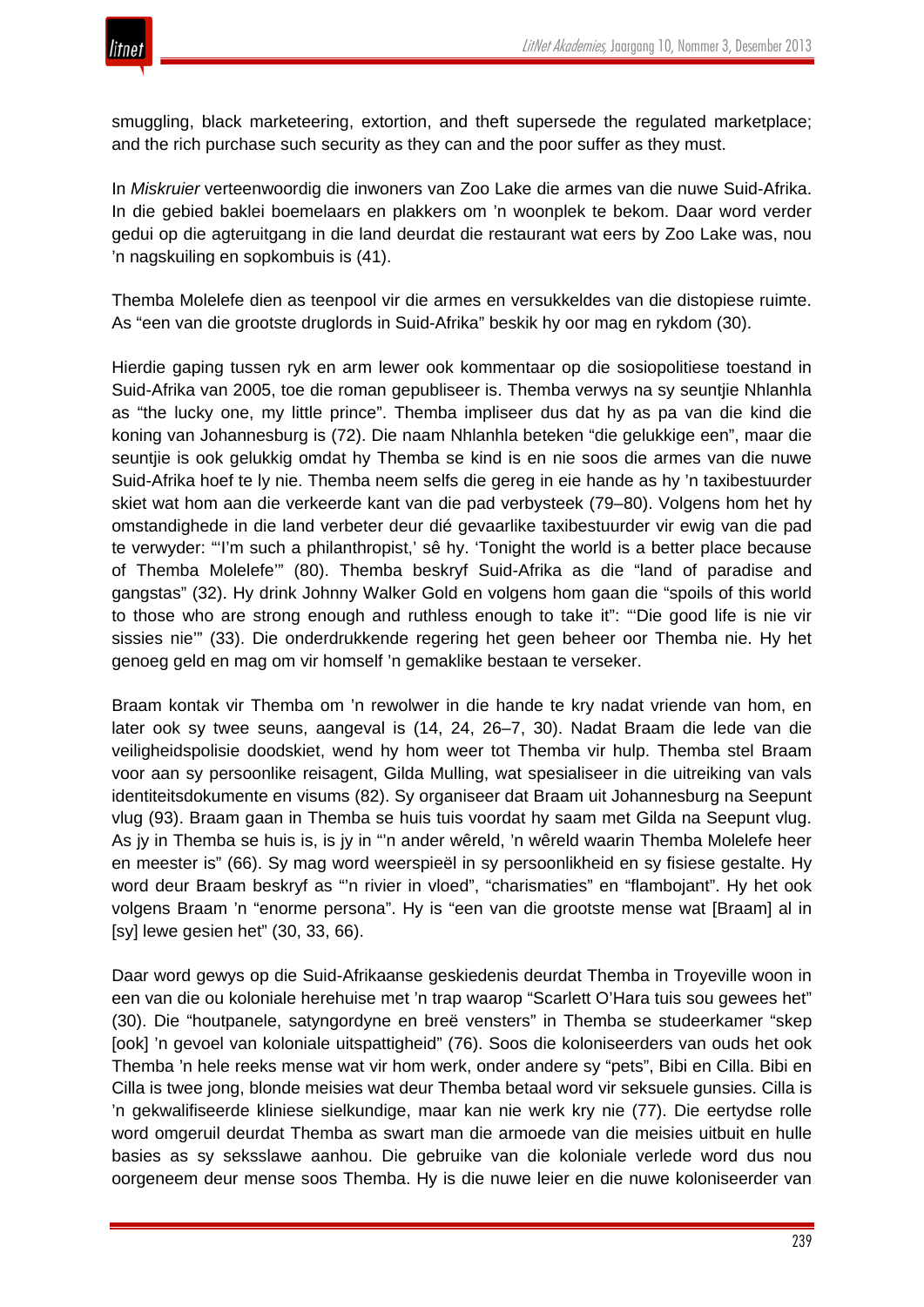smuggling, black marketeering, extortion, and theft supersede the regulated marketplace; and the rich purchase such security as they can and the poor suffer as they must.

In *Miskruier* verteenwoordig die inwoners van Zoo Lake die armes van die nuwe Suid-Afrika. In die gebied baklei boemelaars en plakkers om 'n woonplek te bekom. Daar word verder gedui op die agteruitgang in die land deurdat die restaurant wat eers by Zoo Lake was, nou 'n nagskuiling en sopkombuis is (41).

Themba Molelefe dien as teenpool vir die armes en versukkeldes van die distopiese ruimte. As "een van die grootste druglords in Suid-Afrika" beskik hy oor mag en rykdom (30).

Hierdie gaping tussen ryk en arm lewer ook kommentaar op die sosiopolitiese toestand in Suid-Afrika van 2005, toe die roman gepubliseer is. Themba verwys na sy seuntjie Nhlanhla as "the lucky one, my little prince". Themba impliseer dus dat hy as pa van die kind die koning van Johannesburg is (72). Die naam Nhlanhla beteken "die gelukkige een", maar die seuntjie is ook gelukkig omdat hy Themba se kind is en nie soos die armes van die nuwe Suid-Afrika hoef te ly nie. Themba neem selfs die gereg in eie hande as hy 'n taxibestuurder skiet wat hom aan die verkeerde kant van die pad verbysteek (79–80). Volgens hom het hy omstandighede in die land verbeter deur dié gevaarlike taxibestuurder vir ewig van die pad te verwyder: "'I'm such a philanthropist,' sê hy. 'Tonight the world is a better place because of Themba Molelefe'" (80). Themba beskryf Suid-Afrika as die "land of paradise and gangstas" (32). Hy drink Johnny Walker Gold en volgens hom gaan die "spoils of this world to those who are strong enough and ruthless enough to take it": "'Die good life is nie vir sissies nie'" (33). Die onderdrukkende regering het geen beheer oor Themba nie. Hy het genoeg geld en mag om vir homself 'n gemaklike bestaan te verseker.

Braam kontak vir Themba om 'n rewolwer in die hande te kry nadat vriende van hom, en later ook sy twee seuns, aangeval is (14, 24, 26–7, 30). Nadat Braam die lede van die veiligheidspolisie doodskiet, wend hy hom weer tot Themba vir hulp. Themba stel Braam voor aan sy persoonlike reisagent, Gilda Mulling, wat spesialiseer in die uitreiking van vals identiteitsdokumente en visums (82). Sy organiseer dat Braam uit Johannesburg na Seepunt vlug (93). Braam gaan in Themba se huis tuis voordat hy saam met Gilda na Seepunt vlug. As jy in Themba se huis is, is jy in "'n ander wêreld, 'n wêreld waarin Themba Molelefe heer en meester is" (66). Sy mag word weerspieël in sy persoonlikheid en sy fisiese gestalte. Hy word deur Braam beskryf as "'n rivier in vloed", "charismaties" en "flambojant". Hy het ook volgens Braam 'n "enorme persona". Hy is "een van die grootste mense wat [Braam] al in [sy] lewe gesien het" (30, 33, 66).

Daar word gewys op die Suid-Afrikaanse geskiedenis deurdat Themba in Troyeville woon in een van die ou koloniale herehuise met 'n trap waarop "Scarlett O'Hara tuis sou gewees het" (30). Die "houtpanele, satyngordyne en breë vensters" in Themba se studeerkamer "skep [ook] 'n gevoel van koloniale uitspattigheid" (76). Soos die koloniseerders van ouds het ook Themba 'n hele reeks mense wat vir hom werk, onder andere sy "pets", Bibi en Cilla. Bibi en Cilla is twee jong, blonde meisies wat deur Themba betaal word vir seksuele gunsies. Cilla is 'n gekwalifiseerde kliniese sielkundige, maar kan nie werk kry nie (77). Die eertydse rolle word omgeruil deurdat Themba as swart man die armoede van die meisies uitbuit en hulle basies as sy seksslawe aanhou. Die gebruike van die koloniale verlede word dus nou oorgeneem deur mense soos Themba. Hy is die nuwe leier en die nuwe koloniseerder van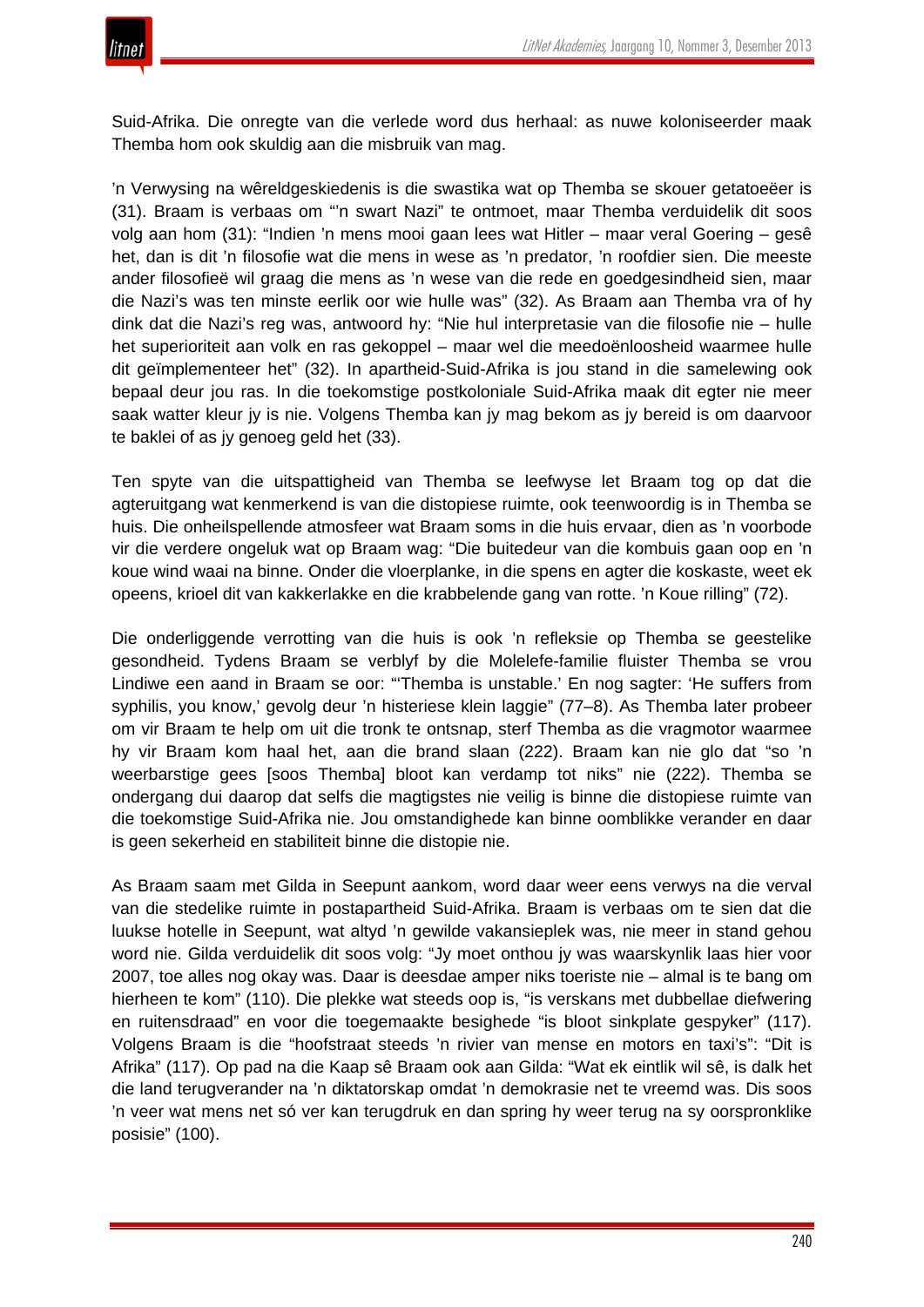Suid-Afrika. Die onregte van die verlede word dus herhaal: as nuwe koloniseerder maak Themba hom ook skuldig aan die misbruik van mag.

’n Verwysing na wêreldgeskiedenis is die swastika wat op Themba se skouer getatoeëer is (31). Braam is verbaas om “’n swart Nazi” te ontmoet, maar Themba verduidelik dit soos volg aan hom (31): “Indien ’n mens mooi gaan lees wat Hitler – maar veral Goering – gesê het, dan is dit ’n filosofie wat die mens in wese as ’n predator, ’n roofdier sien. Die meeste ander filosofieë wil graag die mens as ’n wese van die rede en goedgesindheid sien, maar die Nazi’s was ten minste eerlik oor wie hulle was” (32). As Braam aan Themba vra of hy dink dat die Nazi’s reg was, antwoord hy: “Nie hul interpretasie van die filosofie nie – hulle het superioriteit aan volk en ras gekoppel – maar wel die meedoënloosheid waarmee hulle dit geïmplementeer het” (32). In apartheid-Suid-Afrika is jou stand in die samelewing ook bepaal deur jou ras. In die toekomstige postkoloniale Suid-Afrika maak dit egter nie meer saak watter kleur jy is nie. Volgens Themba kan jy mag bekom as jy bereid is om daarvoor te baklei of as jy genoeg geld het (33).

Ten spyte van die uitspattigheid van Themba se leefwyse let Braam tog op dat die agteruitgang wat kenmerkend is van die distopiese ruimte, ook teenwoordig is in Themba se huis. Die onheilspellende atmosfeer wat Braam soms in die huis ervaar, dien as ’n voorbode vir die verdere ongeluk wat op Braam wag: “Die buitedeur van die kombuis gaan oop en ’n koue wind waai na binne. Onder die vloerplanke, in die spens en agter die koskaste, weet ek opeens, krioel dit van kakkerlakke en die krabbelende gang van rotte. ’n Koue rilling” (72).

Die onderliggende verrotting van die huis is ook ’n refleksie op Themba se geestelike gesondheid. Tydens Braam se verblyf by die Molelefe-familie fluister Themba se vrou Lindiwe een aand in Braam se oor: “‘Themba is unstable.’ En nog sagter: ‘He suffers from syphilis, you know,’ gevolg deur ’n histeriese klein laggie” (77–8). As Themba later probeer om vir Braam te help om uit die tronk te ontsnap, sterf Themba as die vragmotor waarmee hy vir Braam kom haal het, aan die brand slaan (222). Braam kan nie glo dat “so ’n weerbarstige gees [soos Themba] bloot kan verdamp tot niks” nie (222). Themba se ondergang dui daarop dat selfs die magtigstes nie veilig is binne die distopiese ruimte van die toekomstige Suid-Afrika nie. Jou omstandighede kan binne oomblikke verander en daar is geen sekerheid en stabiliteit binne die distopie nie.

As Braam saam met Gilda in Seepunt aankom, word daar weer eens verwys na die verval van die stedelike ruimte in postapartheid Suid-Afrika. Braam is verbaas om te sien dat die luukse hotelle in Seepunt, wat altyd ’n gewilde vakansieplek was, nie meer in stand gehou word nie. Gilda verduidelik dit soos volg: “Jy moet onthou jy was waarskynlik laas hier voor 2007, toe alles nog okay was. Daar is deesdae amper niks toeriste nie – almal is te bang om hierheen te kom” (110). Die plekke wat steeds oop is, “is verskans met dubbellae diefwering en ruitensdraad” en voor die toegemaakte besighede “is bloot sinkplate gespyker” (117). Volgens Braam is die “hoofstraat steeds ’n rivier van mense en motors en taxi’s”: “Dit is Afrika” (117). Op pad na die Kaap sê Braam ook aan Gilda: “Wat ek eintlik wil sê, is dalk het die land terugverander na ’n diktatorskap omdat ’n demokrasie net te vreemd was. Dis soos ’n veer wat mens net só ver kan terugdruk en dan spring hy weer terug na sy oorspronklike posisie” (100).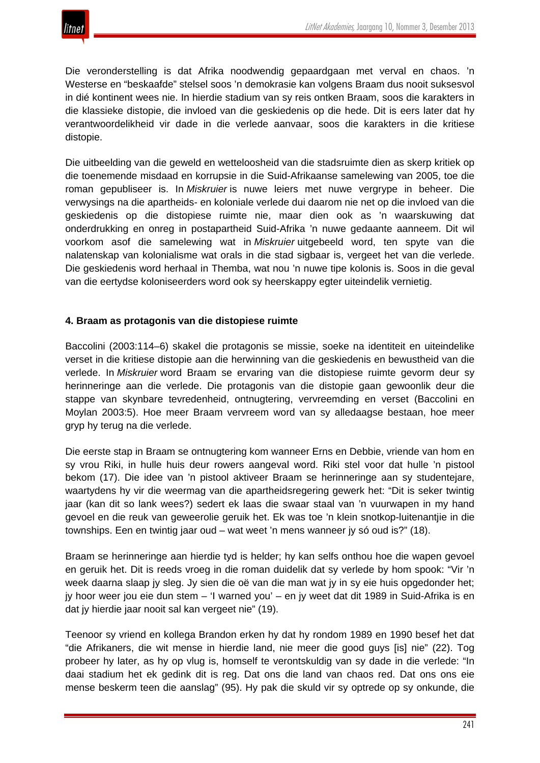Die veronderstelling is dat Afrika noodwendig gepaardgaan met verval en chaos. 'n Westerse en "beskaafde" stelsel soos 'n demokrasie kan volgens Braam dus nooit suksesvol in dié kontinent wees nie. In hierdie stadium van sy reis ontken Braam, soos die karakters in die klassieke distopie, die invloed van die geskiedenis op die hede. Dit is eers later dat hy verantwoordelikheid vir dade in die verlede aanvaar, soos die karakters in die kritiese distopie.

Die uitbeelding van die geweld en wetteloosheid van die stadsruimte dien as skerp kritiek op die toenemende misdaad en korrupsie in die Suid-Afrikaanse samelewing van 2005, toe die roman gepubliseer is. In *Miskruier* is nuwe leiers met nuwe vergrype in beheer. Die verwysings na die apartheids- en koloniale verlede dui daarom nie net op die invloed van die geskiedenis op die distopiese ruimte nie, maar dien ook as 'n waarskuwing dat onderdrukking en onreg in postapartheid Suid-Afrika 'n nuwe gedaante aanneem. Dit wil voorkom asof die samelewing wat in *Miskruier* uitgebeeld word, ten spyte van die nalatenskap van kolonialisme wat orals in die stad sigbaar is, vergeet het van die verlede. Die geskiedenis word herhaal in Themba, wat nou 'n nuwe tipe kolonis is. Soos in die geval van die eertydse koloniseerders word ook sy heerskappy egter uiteindelik vernietig.

### 4. Braam as protagonis van die distopiese ruimte

Baccolini (2003:114–6) skakel die protagonis se missie, soeke na identiteit en uiteindelike verset in die kritiese distopie aan die herwinning van die geskiedenis en bewustheid van die verlede. In *Miskruier* word Braam se ervaring van die distopiese ruimte gevorm deur sy herinneringe aan die verlede. Die protagonis van die distopie gaan gewoonlik deur die stappe van skynbare tevredenheid, ontnugtering, vervreemding en verset (Baccolini en Moylan 2003:5). Hoe meer Braam vervreem word van sy alledaagse bestaan, hoe meer gryp hy terug na die verlede.

Die eerste stap in Braam se ontnugtering kom wanneer Erns en Debbie, vriende van hom en sy vrou Riki, in hulle huis deur rowers aangeval word. Riki stel voor dat hulle 'n pistool bekom (17). Die idee van 'n pistool aktiveer Braam se herinneringe aan sy studentejare, waartydens hy vir die weermag van die apartheidsregering gewerk het: "Dit is seker twintig jaar (kan dit so lank wees?) sedert ek laas die swaar staal van 'n vuurwapen in my hand gevoel en die reuk van geweerolie geruik het. Ek was toe 'n klein snotkop-luitenantjie in die townships. Een en twintig jaar oud – wat weet 'n mens wanneer jy só oud is?" (18).

Braam se herinneringe aan hierdie tyd is helder; hy kan selfs onthou hoe die wapen gevoel en geruik het. Dit is reeds vroeg in die roman duidelik dat sy verlede by hom spook: "Vir 'n week daarna slaap jy sleg. Jy sien die oë van die man wat jy in sy eie huis opgedonder het; jy hoor weer jou eie dun stem – 'I warned you' – en jy weet dat dit 1989 in Suid-Afrika is en dat jy hierdie jaar nooit sal kan vergeet nie" (19).

Teenoor sy vriend en kollega Brandon erken hy dat hy rondom 1989 en 1990 besef het dat "die Afrikaners, die wit mense in hierdie land, nie meer die good guys [is] nie" (22). Tog probeer hy later, as hy op vlug is, homself te verontskuldig van sy dade in die verlede: "In daai stadium het ek gedink dit is reg. Dat ons die land van chaos red. Dat ons ons eie mense beskerm teen die aanslag" (95). Hy pak die skuld vir sy optrede op sy onkunde, die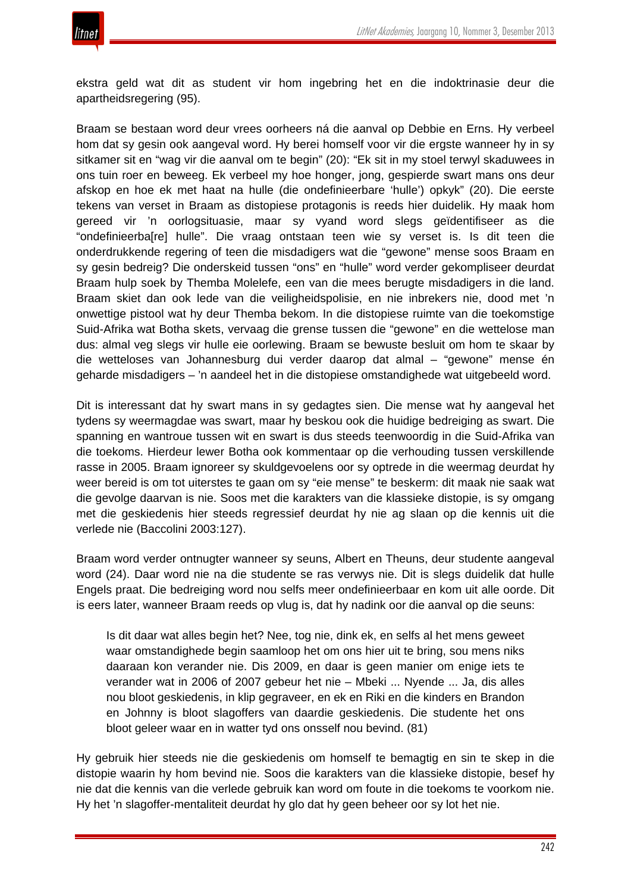ekstra geld wat dit as student vir hom ingebring het en die indoktrinasie deur die apartheidsregering (95).

Braam se bestaan word deur vrees oorheers ná die aanval op Debbie en Erns. Hy verbeel hom dat sy gesin ook aangeval word. Hy berei homself voor vir die ergste wanneer hy in sy sitkamer sit en "wag vir die aanval om te begin" (20): "Ek sit in my stoel terwyl skaduwees in ons tuin roer en beweeg. Ek verbeel my hoe honger, jong, gespierde swart mans ons deur afskop en hoe ek met haat na hulle (die ondefinieerbare 'hulle') opkyk" (20). Die eerste tekens van verset in Braam as distopiese protagonis is reeds hier duidelik. Hy maak hom gereed vir 'n oorlogsituasie, maar sy vyand word slegs geïdentifiseer as die "ondefinieerba[re] hulle". Die vraag ontstaan teen wie sy verset is. Is dit teen die onderdrukkende regering of teen die misdadigers wat die "gewone" mense soos Braam en sy gesin bedreig? Die onderskeid tussen "ons" en "hulle" word verder gekompliseer deurdat Braam hulp soek by Themba Molelefe, een van die mees berugte misdadigers in die land. Braam skiet dan ook lede van die veiligheidspolisie, en nie inbrekers nie, dood met 'n onwettige pistool wat hy deur Themba bekom. In die distopiese ruimte van die toekomstige Suid-Afrika wat Botha skets, vervaag die grense tussen die "gewone" en die wettelose man dus: almal veg slegs vir hulle eie oorlewing. Braam se bewuste besluit om hom te skaar by die wetteloses van Johannesburg dui verder daarop dat almal – "gewone" mense én geharde misdadigers – 'n aandeel het in die distopiese omstandighede wat uitgebeeld word.

Dit is interessant dat hy swart mans in sy gedagtes sien. Die mense wat hy aangeval het tydens sy weermagdae was swart, maar hy beskou ook die huidige bedreiging as swart. Die spanning en wantroue tussen wit en swart is dus steeds teenwoordig in die Suid-Afrika van die toekoms. Hierdeur lewer Botha ook kommentaar op die verhouding tussen verskillende rasse in 2005. Braam ignoreer sy skuldgevoelens oor sy optrede in die weermag deurdat hy weer bereid is om tot uiterstes te gaan om sy "eie mense" te beskerm: dit maak nie saak wat die gevolge daarvan is nie. Soos met die karakters van die klassieke distopie, is sy omgang met die geskiedenis hier steeds regressief deurdat hy nie ag slaan op die kennis uit die verlede nie (Baccolini 2003:127).

Braam word verder ontnugter wanneer sy seuns, Albert en Theuns, deur studente aangeval word (24). Daar word nie na die studente se ras verwys nie. Dit is slegs duidelik dat hulle Engels praat. Die bedreiging word nou selfs meer ondefinieerbaar en kom uit alle oorde. Dit is eers later, wanneer Braam reeds op vlug is, dat hy nadink oor die aanval op die seuns:

> Is dit daar wat alles begin het? Nee, tog nie, dink ek, en selfs al het mens geweet waar omstandighede begin saamloop het om ons hier uit te bring, sou mens niks daaraan kon verander nie. Dis 2009, en daar is geen manier om enige iets te verander wat in 2006 of 2007 gebeur het nie – Mbeki ... Nyende ... Ja, dis alles nou bloot geskiedenis, in klip gegraveer, en ek en Riki en die kinders en Brandon en Johnny is bloot slagoffers van daardie geskiedenis. Die studente het ons bloot geleer waar en in watter tyd ons onsself nou bevind. (81)

Hy gebruik hier steeds nie die geskiedenis om homself te bemagtig en sin te skep in die distopie waarin hy hom bevind nie. Soos die karakters van die klassieke distopie, besef hy nie dat die kennis van die verlede gebruik kan word om foute in die toekoms te voorkom nie. Hy het 'n slagoffer-mentaliteit deurdat hy glo dat hy geen beheer oor sy lot het nie.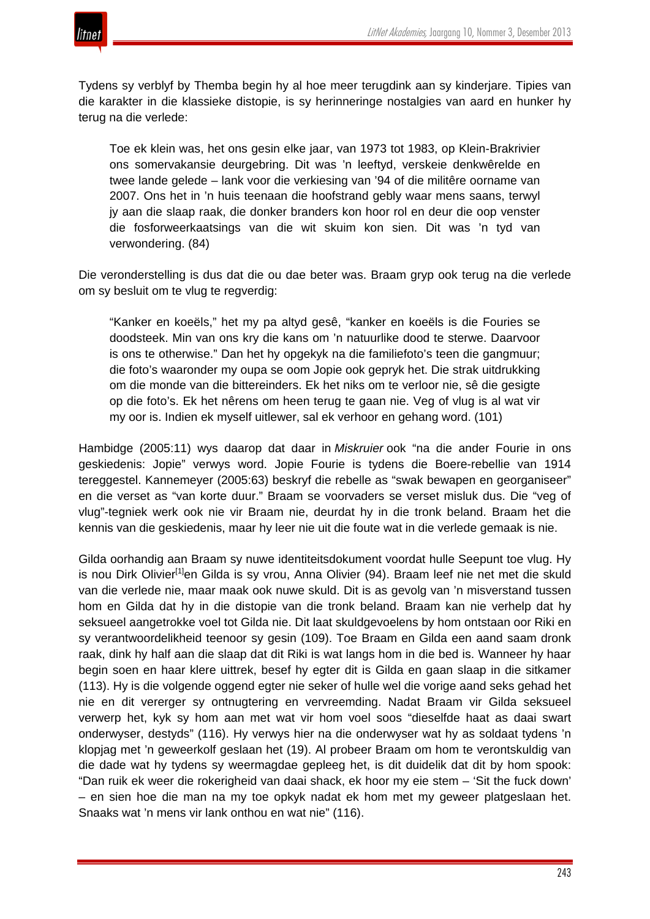Tydens sy verblyf by Themba begin hy al hoe meer terugdink aan sy kinderjare. Tipies van die karakter in die klassieke distopie, is sy herinneringe nostalgies van aard en hunker hy terug na die verlede:

> Toe ek klein was, het ons gesin elke jaar, van 1973 tot 1983, op Klein-Brakrivier ons somervakansie deurgebring. Dit was 'n leeftyd, verskeie denkwêrelde en twee lande gelede – lank voor die verkiesing van '94 of die militêre oorname van 2007. Ons het in 'n huis teenaan die hoofstrand gebly waar mens saans, terwyl jy aan die slaap raak, die donker branders kon hoor rol en deur die oop venster die fosforweerkaatsings van die wit skuim kon sien. Dit was 'n tyd van verwondering. (84)

Die veronderstelling is dus dat die ou dae beter was. Braam gryp ook terug na die verlede om sy besluit om te vlug te regverdig:

> "Kanker en koeëls," het my pa altyd gesê, "kanker en koeëls is die Fouries se doodsteek. Min van ons kry die kans om 'n natuurlike dood te sterwe. Daarvoor is ons te otherwise." Dan het hy opgekyk na die familiefoto's teen die gangmuur; die foto's waaronder my oupa se oom Jopie ook gepryk het. Die strak uitdrukking om die monde van die bittereinders. Ek het niks om te verloor nie, sê die gesigte op die foto's. Ek het nêrens om heen terug te gaan nie. Veg of vlug is al wat vir my oor is. Indien ek myself uitlewer, sal ek verhoor en gehang word. (101)

Hambidge (2005:11) wys daarop dat daar in *Miskruier* ook "na die ander Fourie in ons geskiedenis: Jopie" verwys word. Jopie Fourie is tydens die Boere-rebellie van 1914 tereggestel. Kannemeyer (2005:63) beskryf die rebelle as "swak bewapen en georganiseer" en die verset as "van korte duur." Braam se voorvaders se verset misluk dus. Die "veg of vlug"-tegniek werk ook nie vir Braam nie, deurdat hy in die tronk beland. Braam het die kennis van die geskiedenis, maar hy leer nie uit die foute wat in die verlede gemaak is nie.

Gilda oorhandig aan Braam sy nuwe identiteitsdokument voordat hulle Seepunt toe vlug. Hy is nou Dirk Olivier[1]en Gilda is sy vrou, Anna Olivier (94). Braam leef nie net met die skuld van die verlede nie, maar maak ook nuwe skuld. Dit is as gevolg van 'n misverstand tussen hom en Gilda dat hy in die distopie van die tronk beland. Braam kan nie verhelp dat hy seksueel aangetrokke voel tot Gilda nie. Dit laat skuldgevoelens by hom ontstaan oor Riki en sy verantwoordelikheid teenoor sy gesin (109). Toe Braam en Gilda een aand saam dronk raak, dink hy half aan die slaap dat dit Riki is wat langs hom in die bed is. Wanneer hy haar begin soen en haar klere uittrek, besef hy egter dit is Gilda en gaan slaap in die sitkamer (113). Hy is die volgende oggend egter nie seker of hulle wel die vorige aand seks gehad het nie en dit vererger sy ontnugtering en vervreemding. Nadat Braam vir Gilda seksueel verwerp het, kyk sy hom aan met wat vir hom voel soos "dieselfde haat as daai swart onderwyser, destyds" (116). Hy verwys hier na die onderwyser wat hy as soldaat tydens 'n klopjag met 'n geweerkolf geslaan het (19). Al probeer Braam om hom te verontskuldig van die dade wat hy tydens sy weermagdae gepleeg het, is dit duidelik dat dit by hom spook: "Dan ruik ek weer die rokerigheid van daai shack, ek hoor my eie stem – 'Sit the fuck down' – en sien hoe die man na my toe opkyk nadat ek hom met my geweer platgeslaan het. Snaaks wat 'n mens vir lank onthou en wat nie" (116).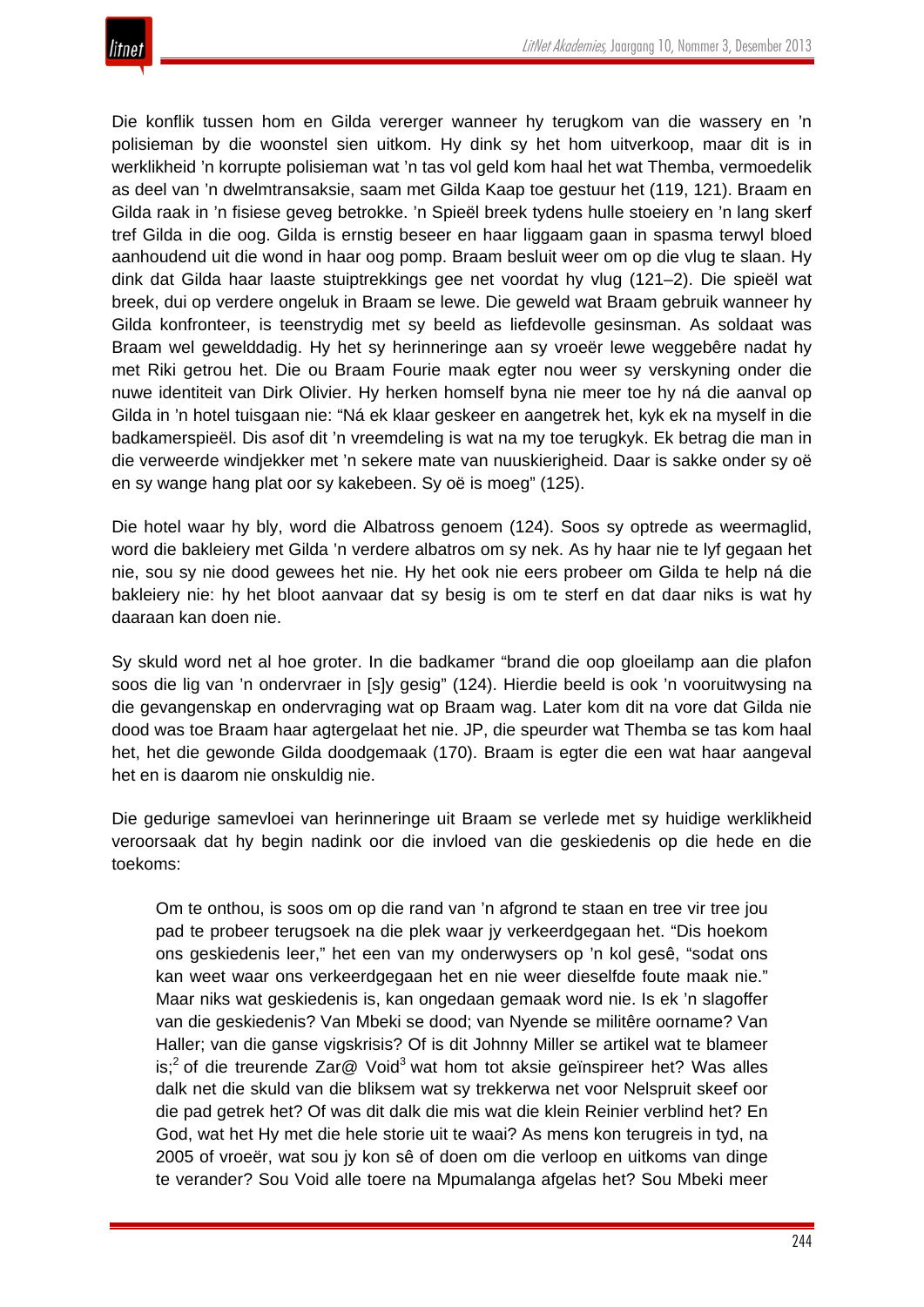Die konflik tussen hom en Gilda vererger wanneer hy terugkom van die wassery en 'n polisieman by die woonstel sien uitkom. Hy dink sy het hom uitverkoop, maar dit is in werklikheid 'n korrupte polisieman wat 'n tas vol geld kom haal het wat Themba, vermoedelik as deel van 'n dwelmtransaksie, saam met Gilda Kaap toe gestuur het (119, 121). Braam en Gilda raak in 'n fisiese geveg betrokke. 'n Spieël breek tydens hulle stoeiery en 'n lang skerf tref Gilda in die oog. Gilda is ernstig beseer en haar liggaam gaan in spasma terwyl bloed aanhoudend uit die wond in haar oog pomp. Braam besluit weer om op die vlug te slaan. Hy dink dat Gilda haar laaste stuiptrekkings gee net voordat hy vlug (121–2). Die spieël wat breek, dui op verdere ongeluk in Braam se lewe. Die geweld wat Braam gebruik wanneer hy Gilda konfronteer, is teenstrydig met sy beeld as liefdevolle gesinsman. As soldaat was Braam wel gewelddadig. Hy het sy herinneringe aan sy vroeër lewe weggebêre nadat hy met Riki getrou het. Die ou Braam Fourie maak egter nou weer sy verskyning onder die nuwe identiteit van Dirk Olivier. Hy herken homself byna nie meer toe hy ná die aanval op Gilda in 'n hotel tuisgaan nie: "Ná ek klaar geskeer en aangetrek het, kyk ek na myself in die badkamerspieël. Dis asof dit 'n vreemdeling is wat na my toe terugkyk. Ek betrag die man in die verweerde windjekker met 'n sekere mate van nuuskierigheid. Daar is sakke onder sy oë en sy wange hang plat oor sy kakebeen. Sy oë is moeg" (125).

Die hotel waar hy bly, word die Albatross genoem (124). Soos sy optrede as weermaglid, word die bakleiery met Gilda 'n verdere albatros om sy nek. As hy haar nie te lyf gegaan het nie, sou sy nie dood gewees het nie. Hy het ook nie eers probeer om Gilda te help ná die bakleiery nie: hy het bloot aanvaar dat sy besig is om te sterf en dat daar niks is wat hy daaraan kan doen nie.

Sy skuld word net al hoe groter. In die badkamer "brand die oop gloeilamp aan die plafon soos die lig van 'n ondervraer in [s]y gesig" (124). Hierdie beeld is ook 'n vooruitwysing na die gevangenskap en ondervraging wat op Braam wag. Later kom dit na vore dat Gilda nie dood was toe Braam haar agtergelaat het nie. JP, die speurder wat Themba se tas kom haal het, het die gewonde Gilda doodgemaak (170). Braam is egter die een wat haar aangeval het en is daarom nie onskuldig nie.

Die gedurige samevloei van herinneringe uit Braam se verlede met sy huidige werklikheid veroorsaak dat hy begin nadink oor die invloed van die geskiedenis op die hede en die toekoms:

> Om te onthou, is soos om op die rand van 'n afgrond te staan en tree vir tree jou pad te probeer terugsoek na die plek waar jy verkeerdgegaan het. "Dis hoekom ons geskiedenis leer," het een van my onderwysers op 'n kol gesê, "sodat ons kan weet waar ons verkeerdgegaan het en nie weer dieselfde foute maak nie." Maar niks wat geskiedenis is, kan ongedaan gemaak word nie. Is ek 'n slagoffer van die geskiedenis? Van Mbeki se dood; van Nyende se militêre oorname? Van Haller; van die ganse vigskrisis? Of is dit Johnny Miller se artikel wat te blameer is;[2] of die treurende Zar@ Void[3] wat hom tot aksie geïnspireer het? Was alles dalk net die skuld van die bliksem wat sy trekkerwa net voor Nelspruit skeef oor die pad getrek het? Of was dit dalk die mis wat die klein Reinier verblind het? En God, wat het Hy met die hele storie uit te waai? As mens kon terugreis in tyd, na 2005 of vroeër, wat sou jy kon sê of doen om die verloop en uitkoms van dinge te verander? Sou Void alle toere na Mpumalanga afgelas het? Sou Mbeki meer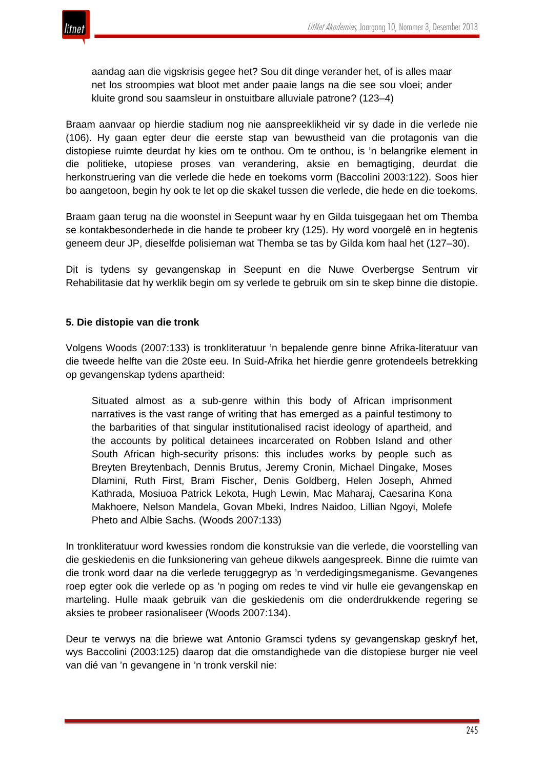> aandag aan die vigskrisis gegee het? Sou dit dinge verander het, of is alles maar net los stroompies wat bloot met ander paaie langs na die see sou vloei; ander kluite grond sou saamsleur in onstuitbare alluviale patrone? (123–4)

Braam aanvaar op hierdie stadium nog nie aanspreeklikheid vir sy dade in die verlede nie (106). Hy gaan egter deur die eerste stap van bewustheid van die protagonis van die distopiese ruimte deurdat hy kies om te onthou. Om te onthou, is 'n belangrike element in die politieke, utopiese proses van verandering, aksie en bemagtiging, deurdat die herkonstruering van die verlede die hede en toekoms vorm (Baccolini 2003:122). Soos hier bo aangetoon, begin hy ook te let op die skakel tussen die verlede, die hede en die toekoms.

Braam gaan terug na die woonstel in Seepunt waar hy en Gilda tuisgegaan het om Themba se kontakbesonderhede in die hande te probeer kry (125). Hy word voorgelê en in hegtenis geneem deur JP, dieselfde polisieman wat Themba se tas by Gilda kom haal het (127–30).

Dit is tydens sy gevangenskap in Seepunt en die Nuwe Overbergse Sentrum vir Rehabilitasie dat hy werklik begin om sy verlede te gebruik om sin te skep binne die distopie.

## 5. Die distopie van die tronk

Volgens Woods (2007:133) is tronkliteratuur 'n bepalende genre binne Afrika-literatuur van die tweede helfte van die 20ste eeu. In Suid-Afrika het hierdie genre grotendeels betrekking op gevangenskap tydens apartheid:

> Situated almost as a sub-genre within this body of African imprisonment narratives is the vast range of writing that has emerged as a painful testimony to the barbarities of that singular institutionalised racist ideology of apartheid, and the accounts by political detainees incarcerated on Robben Island and other South African high-security prisons: this includes works by people such as Breyten Breytenbach, Dennis Brutus, Jeremy Cronin, Michael Dingake, Moses Dlamini, Ruth First, Bram Fischer, Denis Goldberg, Helen Joseph, Ahmed Kathrada, Mosiuoa Patrick Lekota, Hugh Lewin, Mac Maharaj, Caesarina Kona Makhoere, Nelson Mandela, Govan Mbeki, Indres Naidoo, Lillian Ngoyi, Molefe Pheto and Albie Sachs. (Woods 2007:133)

In tronkliteratuur word kwessies rondom die konstruksie van die verlede, die voorstelling van die geskiedenis en die funksionering van geheue dikwels aangespreek. Binne die ruimte van die tronk word daar na die verlede teruggegryp as 'n verdedigingsmeganisme. Gevangenes roep egter ook die verlede op as 'n poging om redes te vind vir hulle eie gevangenskap en marteling. Hulle maak gebruik van die geskiedenis om die onderdrukkende regering se aksies te probeer rasionaliseer (Woods 2007:134).

Deur te verwys na die briewe wat Antonio Gramsci tydens sy gevangenskap geskryf het, wys Baccolini (2003:125) daarop dat die omstandighede van die distopiese burger nie veel van dié van 'n gevangene in 'n tronk verskil nie: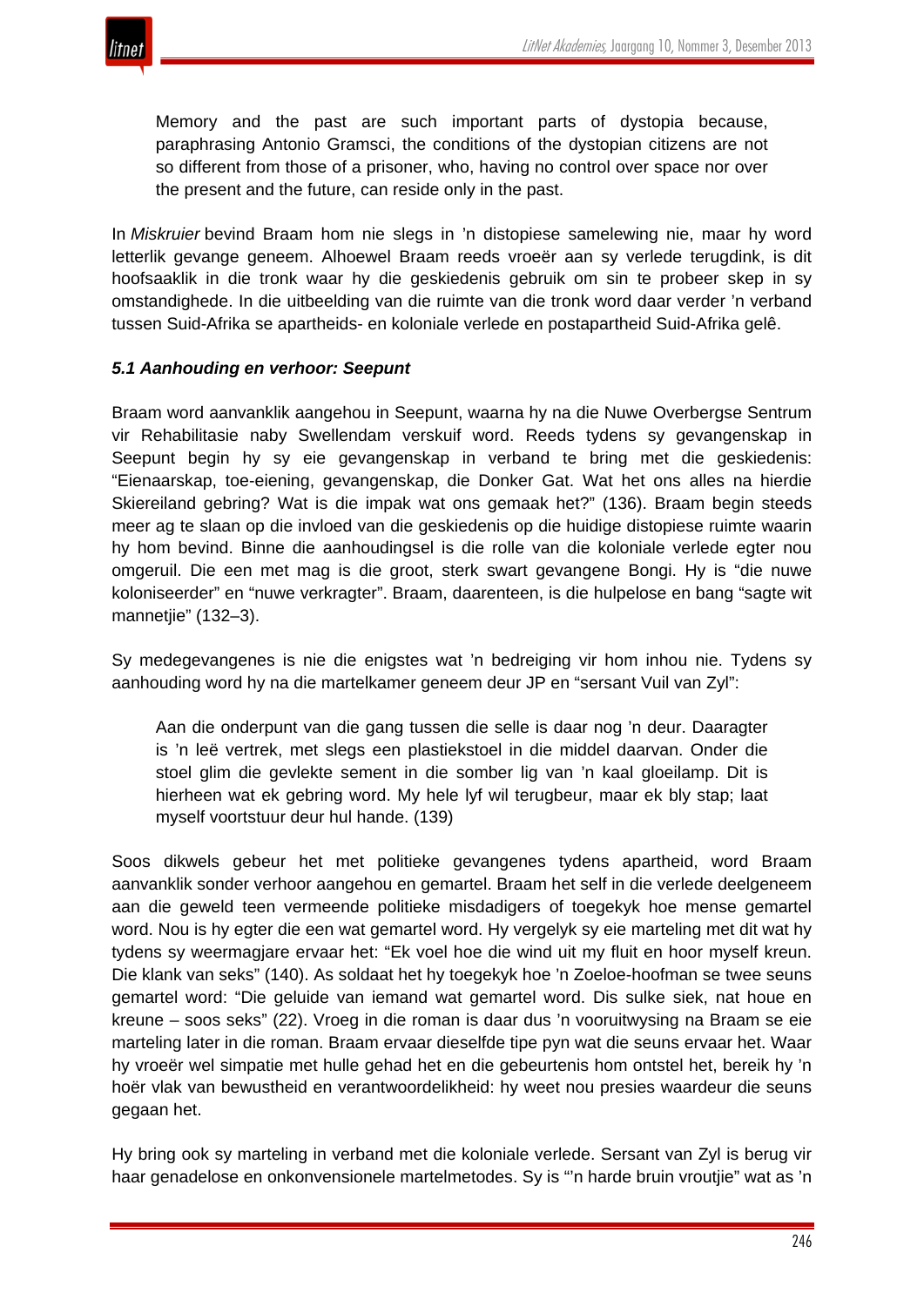> Memory and the past are such important parts of dystopia because, paraphrasing Antonio Gramsci, the conditions of the dystopian citizens are not so different from those of a prisoner, who, having no control over space nor over the present and the future, can reside only in the past.

In *Miskruier* bevind Braam hom nie slegs in ’n distopiese samelewing nie, maar hy word letterlik gevange geneem. Alhoewel Braam reeds vroeër aan sy verlede terugdink, is dit hoofsaaklik in die tronk waar hy die geskiedenis gebruik om sin te probeer skep in sy omstandighede. In die uitbeelding van die ruimte van die tronk word daar verder ’n verband tussen Suid-Afrika se apartheids- en koloniale verlede en postapartheid Suid-Afrika gelê.

### *5.1 Aanhouding en verhoor: Seepunt*

Braam word aanvanklik aangehou in Seepunt, waarna hy na die Nuwe Overbergse Sentrum vir Rehabilitasie naby Swellendam verskuif word. Reeds tydens sy gevangenskap in Seepunt begin hy sy eie gevangenskap in verband te bring met die geskiedenis: “Eienaarskap, toe-eiening, gevangenskap, die Donker Gat. Wat het ons alles na hierdie Skiereiland gebring? Wat is die impak wat ons gemaak het?” (136). Braam begin steeds meer ag te slaan op die invloed van die geskiedenis op die huidige distopiese ruimte waarin hy hom bevind. Binne die aanhoudingsel is die rolle van die koloniale verlede egter nou omgeruil. Die een met mag is die groot, sterk swart gevangene Bongi. Hy is “die nuwe koloniseerder” en “nuwe verkragter”. Braam, daarenteen, is die hulpelose en bang “sagte wit mannetjie” (132–3).

Sy medegevangenes is nie die enigstes wat ’n bedreiging vir hom inhou nie. Tydens sy aanhouding word hy na die martelkamer geneem deur JP en “sersant Vuil van Zyl”:

> Aan die onderpunt van die gang tussen die selle is daar nog ’n deur. Daaragter is ’n leë vertrek, met slegs een plastiekstoel in die middel daarvan. Onder die stoel glim die gevlekte sement in die somber lig van ’n kaal gloeilamp. Dit is hierheen wat ek gebring word. My hele lyf wil terugbeur, maar ek bly stap; laat myself voortstuur deur hul hande. (139)

Soos dikwels gebeur het met politieke gevangenes tydens apartheid, word Braam aanvanklik sonder verhoor aangehou en gemartel. Braam het self in die verlede deelgeneem aan die geweld teen vermeende politieke misdadigers of toegekyk hoe mense gemartel word. Nou is hy egter die een wat gemartel word. Hy vergelyk sy eie marteling met dit wat hy tydens sy weermagjare ervaar het: “Ek voel hoe die wind uit my fluit en hoor myself kreun. Die klank van seks” (140). As soldaat het hy toegekyk hoe ’n Zoeloe-hoofman se twee seuns gemartel word: “Die geluide van iemand wat gemartel word. Dis sulke siek, nat houe en kreune – soos seks” (22). Vroeg in die roman is daar dus ’n vooruitwysing na Braam se eie marteling later in die roman. Braam ervaar dieselfde tipe pyn wat die seuns ervaar het. Waar hy vroeër wel simpatie met hulle gehad het en die gebeurtenis hom ontstel het, bereik hy ’n hoër vlak van bewustheid en verantwoordelikheid: hy weet nou presies waardeur die seuns gegaan het.

Hy bring ook sy marteling in verband met die koloniale verlede. Sersant van Zyl is berug vir haar genadelose en onkonvensionele martelmetodes. Sy is “’n harde bruin vroutjie” wat as ’n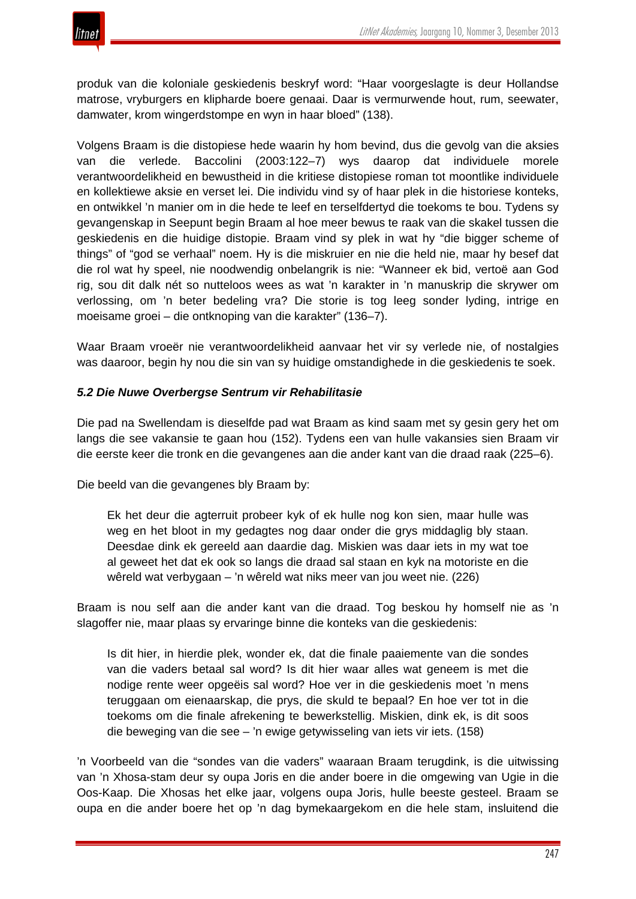produk van die koloniale geskiedenis beskryf word: "Haar voorgeslagte is deur Hollandse matrose, vryburgers en klipharde boere genaai. Daar is vermurwende hout, rum, seewater, damwater, krom wingerdstompe en wyn in haar bloed" (138).

Volgens Braam is die distopiese hede waarin hy hom bevind, dus die gevolg van die aksies van die verlede. Baccolini (2003:122–7) wys daarop dat individuele morele verantwoordelikheid en bewustheid in die kritiese distopiese roman tot moontlike individuele en kollektiewe aksie en verset lei. Die individu vind sy of haar plek in die historiese konteks, en ontwikkel 'n manier om in die hede te leef en terselfdertyd die toekoms te bou. Tydens sy gevangenskap in Seepunt begin Braam al hoe meer bewus te raak van die skakel tussen die geskiedenis en die huidige distopie. Braam vind sy plek in wat hy "die bigger scheme of things" of "god se verhaal" noem. Hy is die miskruier en nie die held nie, maar hy besef dat die rol wat hy speel, nie noodwendig onbelangrik is nie: "Wanneer ek bid, vertoë aan God rig, sou dit dalk nét so nutteloos wees as wat 'n karakter in 'n manuskrip die skrywer om verlossing, om 'n beter bedeling vra? Die storie is tog leeg sonder lyding, intrige en moeisame groei – die ontknoping van die karakter" (136–7).

Waar Braam vroeër nie verantwoordelikheid aanvaar het vir sy verlede nie, of nostalgies was daaroor, begin hy nou die sin van sy huidige omstandighede in die geskiedenis te soek.

### *5.2 Die Nuwe Overbergse Sentrum vir Rehabilitasie*

Die pad na Swellendam is dieselfde pad wat Braam as kind saam met sy gesin gery het om langs die see vakansie te gaan hou (152). Tydens een van hulle vakansies sien Braam vir die eerste keer die tronk en die gevangenes aan die ander kant van die draad raak (225–6).

Die beeld van die gevangenes bly Braam by:

> Ek het deur die agterruit probeer kyk of ek hulle nog kon sien, maar hulle was weg en het bloot in my gedagtes nog daar onder die grys middaglig bly staan. Deesdae dink ek gereeld aan daardie dag. Miskien was daar iets in my wat toe al geweet het dat ek ook so langs die draad sal staan en kyk na motoriste en die wêreld wat verbygaan – 'n wêreld wat niks meer van jou weet nie. (226)

Braam is nou self aan die ander kant van die draad. Tog beskou hy homself nie as 'n slagoffer nie, maar plaas sy ervaringe binne die konteks van die geskiedenis:

> Is dit hier, in hierdie plek, wonder ek, dat die finale paaiemente van die sondes van die vaders betaal sal word? Is dit hier waar alles wat geneem is met die nodige rente weer opgeëis sal word? Hoe ver in die geskiedenis moet 'n mens teruggaan om eienaarskap, die prys, die skuld te bepaal? En hoe ver tot in die toekoms om die finale afrekening te bewerkstellig. Miskien, dink ek, is dit soos die beweging van die see – 'n ewige getywisseling van iets vir iets. (158)

'n Voorbeeld van die "sondes van die vaders" waaraan Braam terugdink, is die uitwissing van 'n Xhosa-stam deur sy oupa Joris en die ander boere in die omgewing van Ugie in die Oos-Kaap. Die Xhosas het elke jaar, volgens oupa Joris, hulle beeste gesteel. Braam se oupa en die ander boere het op 'n dag bymekaargekom en die hele stam, insluitend die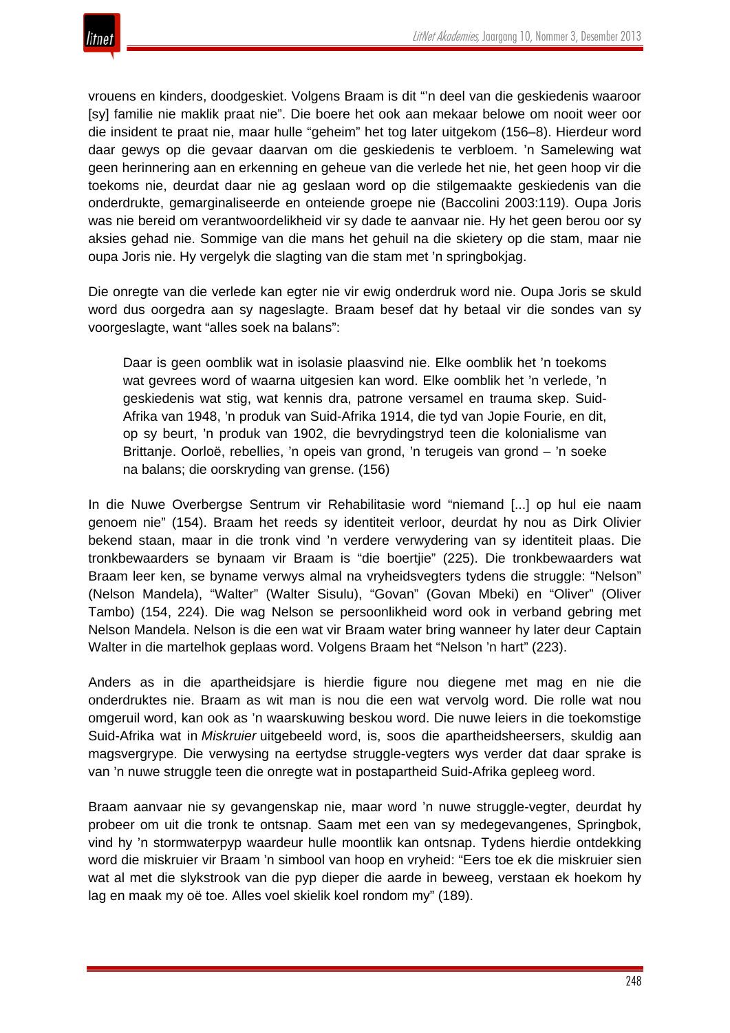vrouens en kinders, doodgeskiet. Volgens Braam is dit "'n deel van die geskiedenis waaroor [sy] familie nie maklik praat nie". Die boere het ook aan mekaar belowe om nooit weer oor die insident te praat nie, maar hulle "geheim" het tog later uitgekom (156–8). Hierdeur word daar gewys op die gevaar daarvan om die geskiedenis te verbloem. 'n Samelewing wat geen herinnering aan en erkenning en geheue van die verlede het nie, het geen hoop vir die toekoms nie, deurdat daar nie ag geslaan word op die stilgemaakte geskiedenis van die onderdrukte, gemarginaliseerde en onteiende groepe nie (Baccolini 2003:119). Oupa Joris was nie bereid om verantwoordelikheid vir sy dade te aanvaar nie. Hy het geen berou oor sy aksies gehad nie. Sommige van die mans het gehuil na die skietery op die stam, maar nie oupa Joris nie. Hy vergelyk die slagting van die stam met 'n springbokjag.

Die onregte van die verlede kan egter nie vir ewig onderdruk word nie. Oupa Joris se skuld word dus oorgedra aan sy nageslagte. Braam besef dat hy betaal vir die sondes van sy voorgeslagte, want "alles soek na balans":

> Daar is geen oomblik wat in isolasie plaasvind nie. Elke oomblik het 'n toekoms wat gevrees word of waarna uitgesien kan word. Elke oomblik het 'n verlede, 'n geskiedenis wat stig, wat kennis dra, patrone versamel en trauma skep. Suid-Afrika van 1948, 'n produk van Suid-Afrika 1914, die tyd van Jopie Fourie, en dit, op sy beurt, 'n produk van 1902, die bevrydingstryd teen die kolonialisme van Brittanje. Oorloë, rebellies, 'n opeis van grond, 'n terugeis van grond – 'n soeke na balans; die oorskryding van grense. (156)

In die Nuwe Overbergse Sentrum vir Rehabilitasie word "niemand [...] op hul eie naam genoem nie" (154). Braam het reeds sy identiteit verloor, deurdat hy nou as Dirk Olivier bekend staan, maar in die tronk vind 'n verdere verwydering van sy identiteit plaas. Die tronkbewaarders se bynaam vir Braam is "die boertjie" (225). Die tronkbewaarders wat Braam leer ken, se byname verwys almal na vryheidsvegters tydens die struggle: "Nelson" (Nelson Mandela), "Walter" (Walter Sisulu), "Govan" (Govan Mbeki) en "Oliver" (Oliver Tambo) (154, 224). Die wag Nelson se persoonlikheid word ook in verband gebring met Nelson Mandela. Nelson is die een wat vir Braam water bring wanneer hy later deur Captain Walter in die martelhok geplaas word. Volgens Braam het "Nelson 'n hart" (223).

Anders as in die apartheidsjare is hierdie figure nou diegene met mag en nie die onderdruktes nie. Braam as wit man is nou die een wat vervolg word. Die rolle wat nou omgeruil word, kan ook as 'n waarskuwing beskou word. Die nuwe leiers in die toekomstige Suid-Afrika wat in *Miskruier* uitgebeeld word, is, soos die apartheidsheersers, skuldig aan magsvergrype. Die verwysing na eertydse struggle-vegters wys verder dat daar sprake is van 'n nuwe struggle teen die onregte wat in postapartheid Suid-Afrika gepleeg word.

Braam aanvaar nie sy gevangenskap nie, maar word 'n nuwe struggle-vegter, deurdat hy probeer om uit die tronk te ontsnap. Saam met een van sy medegevangenes, Springbok, vind hy 'n stormwaterpyp waardeur hulle moontlik kan ontsnap. Tydens hierdie ontdekking word die miskruier vir Braam 'n simbool van hoop en vryheid: "Eers toe ek die miskruier sien wat al met die slykstrook van die pyp dieper die aarde in beweeg, verstaan ek hoekom hy lag en maak my oë toe. Alles voel skielik koel rondom my" (189).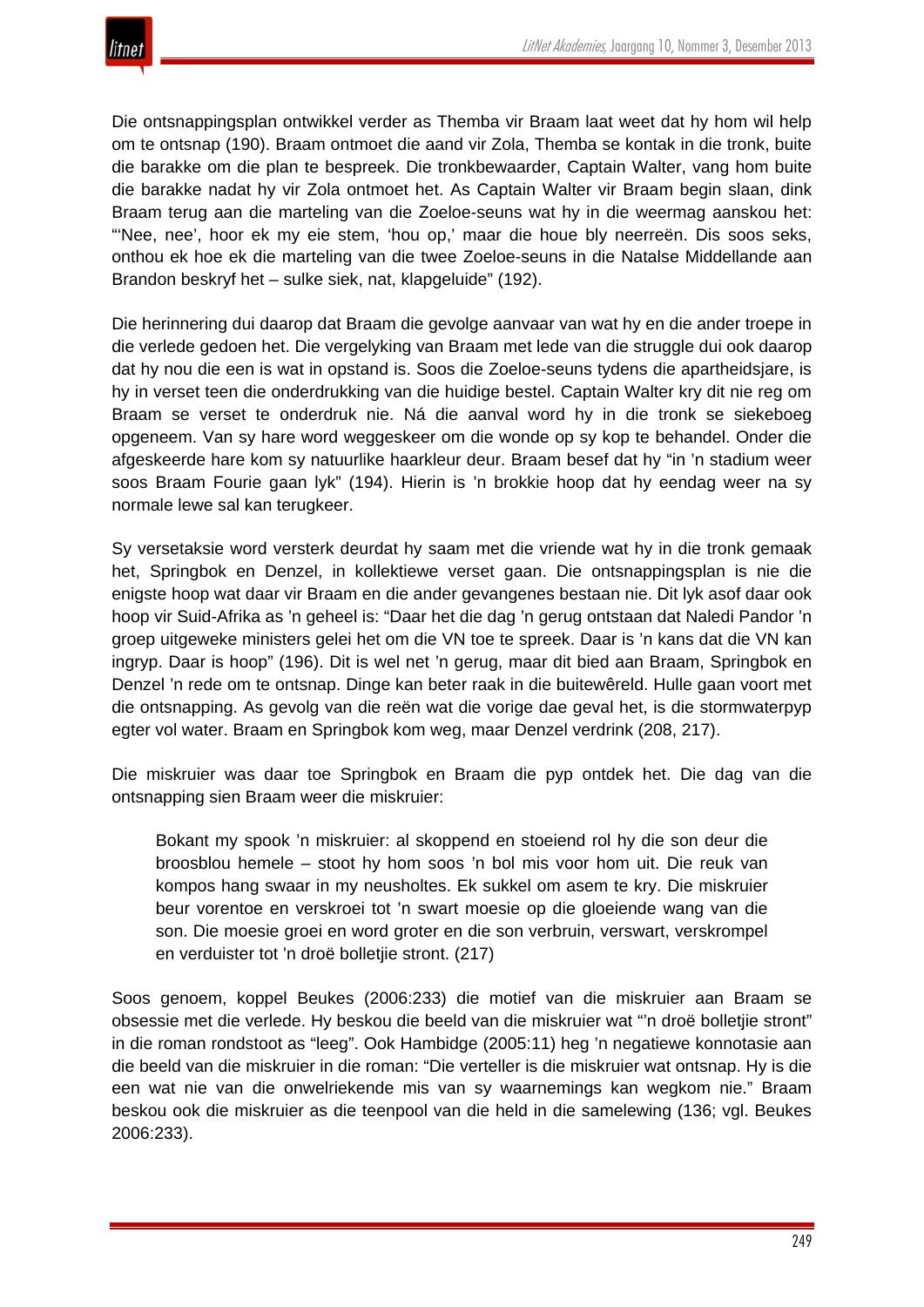Die ontsnappingsplan ontwikkel verder as Themba vir Braam laat weet dat hy hom wil help om te ontsnap (190). Braam ontmoet die aand vir Zola, Themba se kontak in die tronk, buite die barakke om die plan te bespreek. Die tronkbewaarder, Captain Walter, vang hom buite die barakke nadat hy vir Zola ontmoet het. As Captain Walter vir Braam begin slaan, dink Braam terug aan die marteling van die Zoeloe-seuns wat hy in die weermag aanskou het: "'Nee, nee', hoor ek my eie stem, 'hou op,' maar die houe bly neerreën. Dis soos seks, onthou ek hoe ek die marteling van die twee Zoeloe-seuns in die Natalse Middellande aan Brandon beskryf het – sulke siek, nat, klapgeluide" (192).

Die herinnering dui daarop dat Braam die gevolge aanvaar van wat hy en die ander troepe in die verlede gedoen het. Die vergelyking van Braam met lede van die struggle dui ook daarop dat hy nou die een is wat in opstand is. Soos die Zoeloe-seuns tydens die apartheidsjare, is hy in verset teen die onderdrukking van die huidige bestel. Captain Walter kry dit nie reg om Braam se verset te onderdruk nie. Ná die aanval word hy in die tronk se siekeboeg opgeneem. Van sy hare word weggeskeer om die wonde op sy kop te behandel. Onder die afgeskeerde hare kom sy natuurlike haarkleur deur. Braam besef dat hy "in 'n stadium weer soos Braam Fourie gaan lyk" (194). Hierin is 'n brokkie hoop dat hy eendag weer na sy normale lewe sal kan terugkeer.

Sy versetaksie word versterk deurdat hy saam met die vriende wat hy in die tronk gemaak het, Springbok en Denzel, in kollektiewe verset gaan. Die ontsnappingsplan is nie die enigste hoop wat daar vir Braam en die ander gevangenes bestaan nie. Dit lyk asof daar ook hoop vir Suid-Afrika as 'n geheel is: "Daar het die dag 'n gerug ontstaan dat Naledi Pandor 'n groep uitgeweke ministers gelei het om die VN toe te spreek. Daar is 'n kans dat die VN kan ingryp. Daar is hoop" (196). Dit is wel net 'n gerug, maar dit bied aan Braam, Springbok en Denzel 'n rede om te ontsnap. Dinge kan beter raak in die buitewêreld. Hulle gaan voort met die ontsnapping. As gevolg van die reën wat die vorige dae geval het, is die stormwaterpyp egter vol water. Braam en Springbok kom weg, maar Denzel verdrink (208, 217).

Die miskruier was daar toe Springbok en Braam die pyp ontdek het. Die dag van die ontsnapping sien Braam weer die miskruier:

> Bokant my spook 'n miskruier: al skoppend en stoeiend rol hy die son deur die broosblou hemele – stoot hy hom soos 'n bol mis voor hom uit. Die reuk van kompos hang swaar in my neusholtes. Ek sukkel om asem te kry. Die miskruier beur vorentoe en verskroei tot 'n swart moesie op die gloeiende wang van die son. Die moesie groei en word groter en die son verbruin, verswart, verskrompel en verduister tot 'n droë bolletjie stront. (217)

Soos genoem, koppel Beukes (2006:233) die motief van die miskruier aan Braam se obsessie met die verlede. Hy beskou die beeld van die miskruier wat "'n droë bolletjie stront" in die roman rondstoot as "leeg". Ook Hambidge (2005:11) heg 'n negatiewe konnotasie aan die beeld van die miskruier in die roman: "Die verteller is die miskruier wat ontsnap. Hy is die een wat nie van die onwelriekende mis van sy waarnemings kan wegkom nie." Braam beskou ook die miskruier as die teenpool van die held in die samelewing (136; vgl. Beukes 2006:233).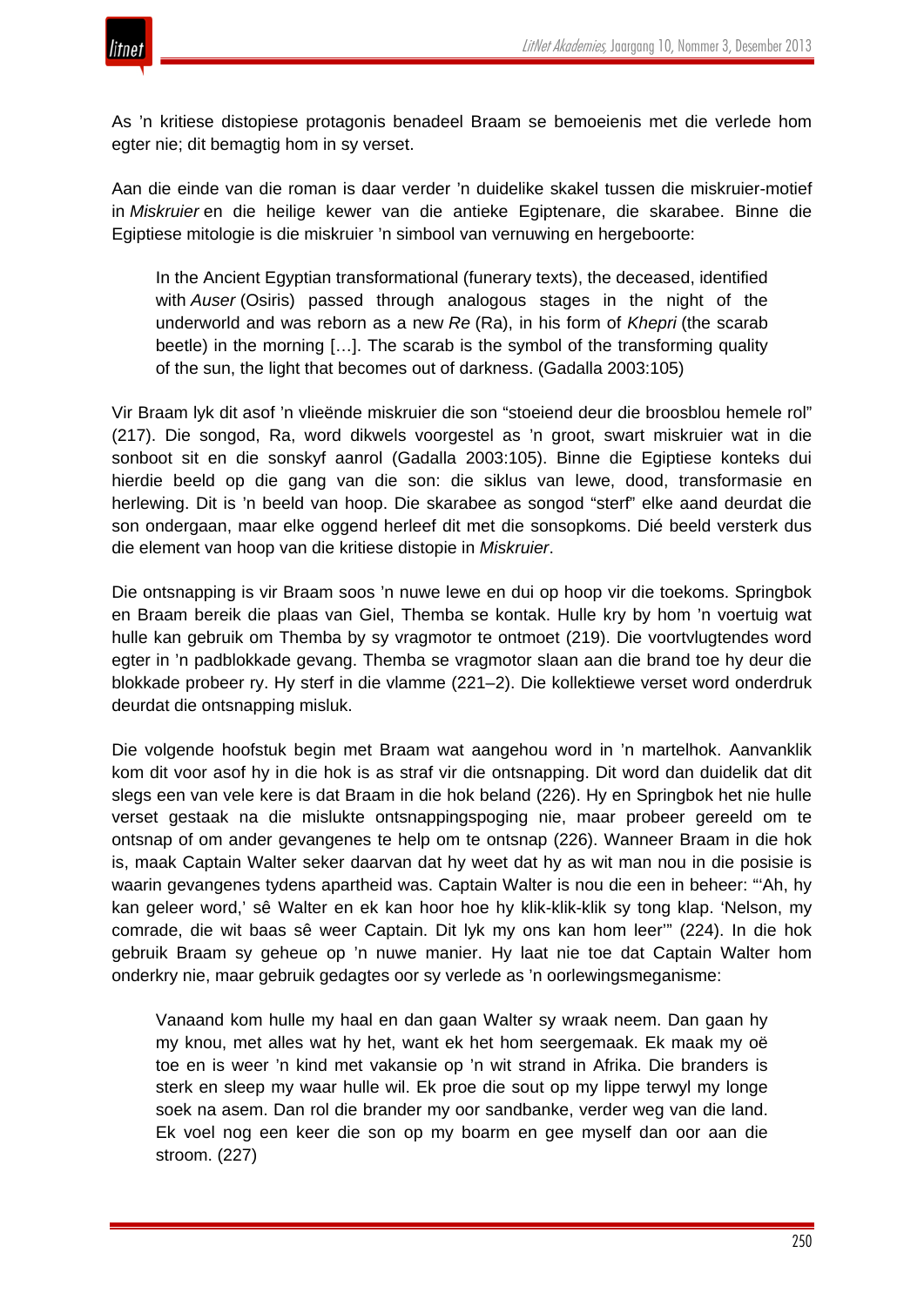As ’n kritiese distopiese protagonis benadeel Braam se bemoeienis met die verlede hom egter nie; dit bemagtig hom in sy verset.

Aan die einde van die roman is daar verder ’n duidelike skakel tussen die miskruier-motief in *Miskruier* en die heilige kewer van die antieke Egiptenare, die skarabee. Binne die Egiptiese mitologie is die miskruier ’n simbool van vernuwing en hergeboorte:

> In the Ancient Egyptian transformational (funerary texts), the deceased, identified with *Auser* (Osiris) passed through analogous stages in the night of the underworld and was reborn as a new *Re* (Ra), in his form of *Khepri* (the scarab beetle) in the morning […]. The scarab is the symbol of the transforming quality of the sun, the light that becomes out of darkness. (Gadalla 2003:105)

Vir Braam lyk dit asof ’n vlieënde miskruier die son “stoeiend deur die broosblou hemele rol” (217). Die songod, Ra, word dikwels voorgestel as ’n groot, swart miskruier wat in die sonboot sit en die sonskyf aanrol (Gadalla 2003:105). Binne die Egiptiese konteks dui hierdie beeld op die gang van die son: die siklus van lewe, dood, transformasie en herlewing. Dit is ’n beeld van hoop. Die skarabee as songod “sterf” elke aand deurdat die son ondergaan, maar elke oggend herleef dit met die sonsopkoms. Dié beeld versterk dus die element van hoop van die kritiese distopie in *Miskruier*.

Die ontsnapping is vir Braam soos ’n nuwe lewe en dui op hoop vir die toekoms. Springbok en Braam bereik die plaas van Giel, Themba se kontak. Hulle kry by hom ’n voertuig wat hulle kan gebruik om Themba by sy vragmotor te ontmoet (219). Die voortvlugtendes word egter in ’n padblokkade gevang. Themba se vragmotor slaan aan die brand toe hy deur die blokkade probeer ry. Hy sterf in die vlamme (221–2). Die kollektiewe verset word onderdruk deurdat die ontsnapping misluk.

Die volgende hoofstuk begin met Braam wat aangehou word in ’n martelhok. Aanvanklik kom dit voor asof hy in die hok is as straf vir die ontsnapping. Dit word dan duidelik dat dit slegs een van vele kere is dat Braam in die hok beland (226). Hy en Springbok het nie hulle verset gestaak na die mislukte ontsnappingspoging nie, maar probeer gereeld om te ontsnap of om ander gevangenes te help om te ontsnap (226). Wanneer Braam in die hok is, maak Captain Walter seker daarvan dat hy weet dat hy as wit man nou in die posisie is waarin gevangenes tydens apartheid was. Captain Walter is nou die een in beheer: “‘Ah, hy kan geleer word,’ sê Walter en ek kan hoor hoe hy klik-klik-klik sy tong klap. ‘Nelson, my comrade, die wit baas sê weer Captain. Dit lyk my ons kan hom leer’” (224). In die hok gebruik Braam sy geheue op ’n nuwe manier. Hy laat nie toe dat Captain Walter hom onderkry nie, maar gebruik gedagtes oor sy verlede as ’n oorlewingsmeganisme:

> Vanaand kom hulle my haal en dan gaan Walter sy wraak neem. Dan gaan hy my knou, met alles wat hy het, want ek het hom seergemaak. Ek maak my oë toe en is weer ’n kind met vakansie op ’n wit strand in Afrika. Die branders is sterk en sleep my waar hulle wil. Ek proe die sout op my lippe terwyl my longe soek na asem. Dan rol die brander my oor sandbanke, verder weg van die land. Ek voel nog een keer die son op my boarm en gee myself dan oor aan die stroom. (227)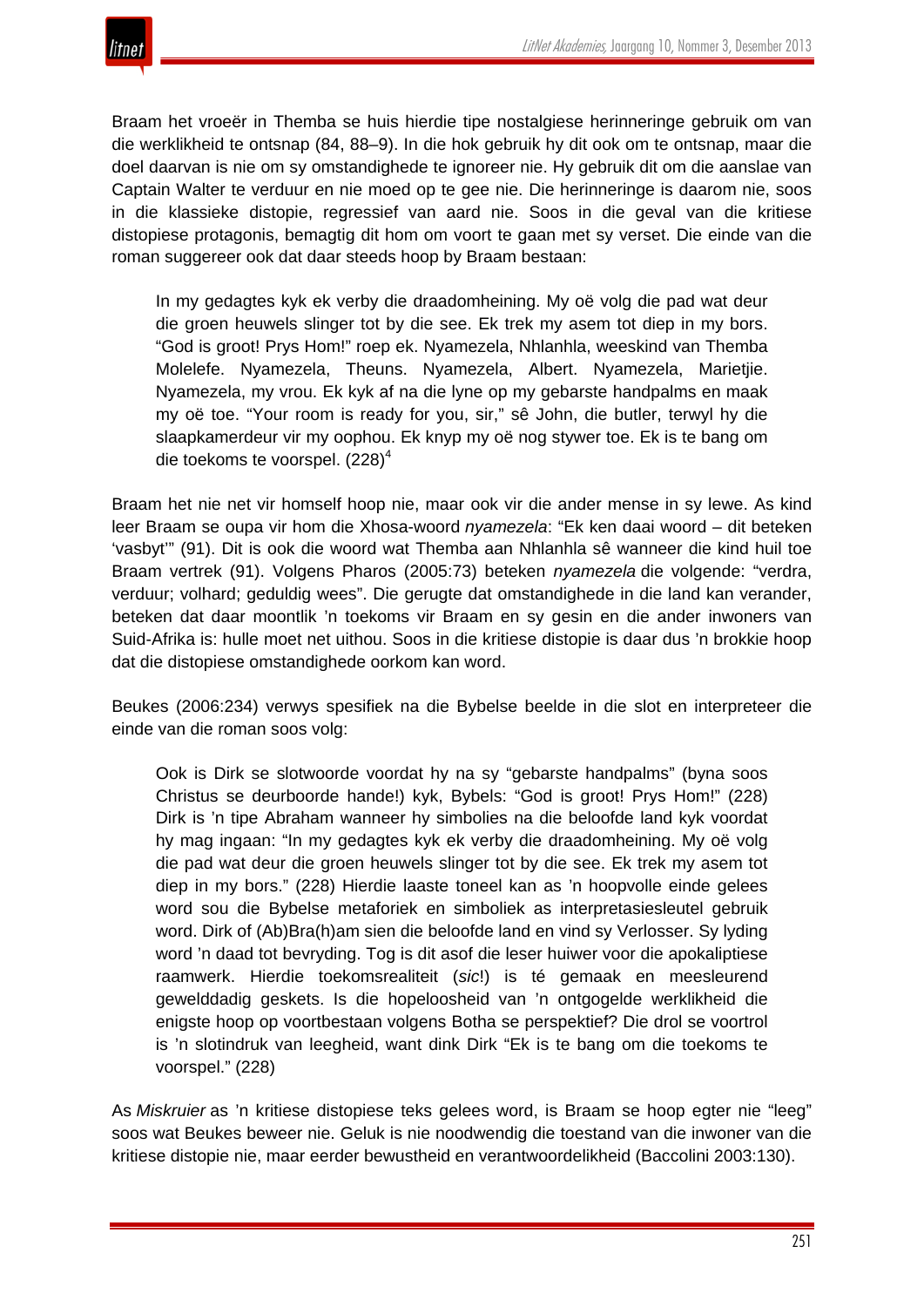Braam het vroeër in Themba se huis hierdie tipe nostalgiese herinneringe gebruik om van die werklikheid te ontsnap (84, 88–9). In die hok gebruik hy dit ook om te ontsnap, maar die doel daarvan is nie om sy omstandighede te ignoreer nie. Hy gebruik dit om die aanslae van Captain Walter te verduur en nie moed op te gee nie. Die herinneringe is daarom nie, soos in die klassieke distopie, regressief van aard nie. Soos in die geval van die kritiese distopiese protagonis, bemagtig dit hom om voort te gaan met sy verset. Die einde van die roman suggereer ook dat daar steeds hoop by Braam bestaan:

> In my gedagtes kyk ek verby die draadomheining. My oë volg die pad wat deur die groen heuwels slinger tot by die see. Ek trek my asem tot diep in my bors. "God is groot! Prys Hom!" roep ek. Nyamezela, Nhlanhla, weeskind van Themba Molelefe. Nyamezela, Theuns. Nyamezela, Albert. Nyamezela, Marietjie. Nyamezela, my vrou. Ek kyk af na die lyne op my gebarste handpalms en maak my oë toe. "Your room is ready for you, sir," sê John, die butler, terwyl hy die slaapkamerdeur vir my oophou. Ek knyp my oë nog stywer toe. Ek is te bang om die toekoms te voorspel. (228)[4]

Braam het nie net vir homself hoop nie, maar ook vir die ander mense in sy lewe. As kind leer Braam se oupa vir hom die Xhosa-woord *nyamezela*: "Ek ken daai woord – dit beteken 'vasbyt'" (91). Dit is ook die woord wat Themba aan Nhlanhla sê wanneer die kind huil toe Braam vertrek (91). Volgens Pharos (2005:73) beteken *nyamezela* die volgende: "verdra, verduur; volhard; geduldig wees". Die gerugte dat omstandighede in die land kan verander, beteken dat daar moontlik 'n toekoms vir Braam en sy gesin en die ander inwoners van Suid-Afrika is: hulle moet net uithou. Soos in die kritiese distopie is daar dus 'n brokkie hoop dat die distopiese omstandighede oorkom kan word.

Beukes (2006:234) verwys spesifiek na die Bybelse beelde in die slot en interpreteer die einde van die roman soos volg:

> Ook is Dirk se slotwoorde voordat hy na sy "gebarste handpalms" (byna soos Christus se deurboorde hande!) kyk, Bybels: "God is groot! Prys Hom!" (228) Dirk is 'n tipe Abraham wanneer hy simbolies na die beloofde land kyk voordat hy mag ingaan: "In my gedagtes kyk ek verby die draadomheining. My oë volg die pad wat deur die groen heuwels slinger tot by die see. Ek trek my asem tot diep in my bors." (228) Hierdie laaste toneel kan as 'n hoopvolle einde gelees word sou die Bybelse metaforiek en simboliek as interpretasiesleutel gebruik word. Dirk of (Ab)Bra(h)am sien die beloofde land en vind sy Verlosser. Sy lyding word 'n daad tot bevryding. Tog is dit asof die leser huiwer voor die apokaliptiese raamwerk. Hierdie toekomsrealiteit (*sic*!) is té gemaak en meesleurend gewelddadig geskets. Is die hopeloosheid van 'n ontgogelde werklikheid die enigste hoop op voortbestaan volgens Botha se perspektief? Die drol se voortrol is 'n slotindruk van leegheid, want dink Dirk "Ek is te bang om die toekoms te voorspel." (228)

As *Miskruier* as 'n kritiese distopiese teks gelees word, is Braam se hoop egter nie "leeg" soos wat Beukes beweer nie. Geluk is nie noodwendig die toestand van die inwoner van die kritiese distopie nie, maar eerder bewustheid en verantwoordelikheid (Baccolini 2003:130).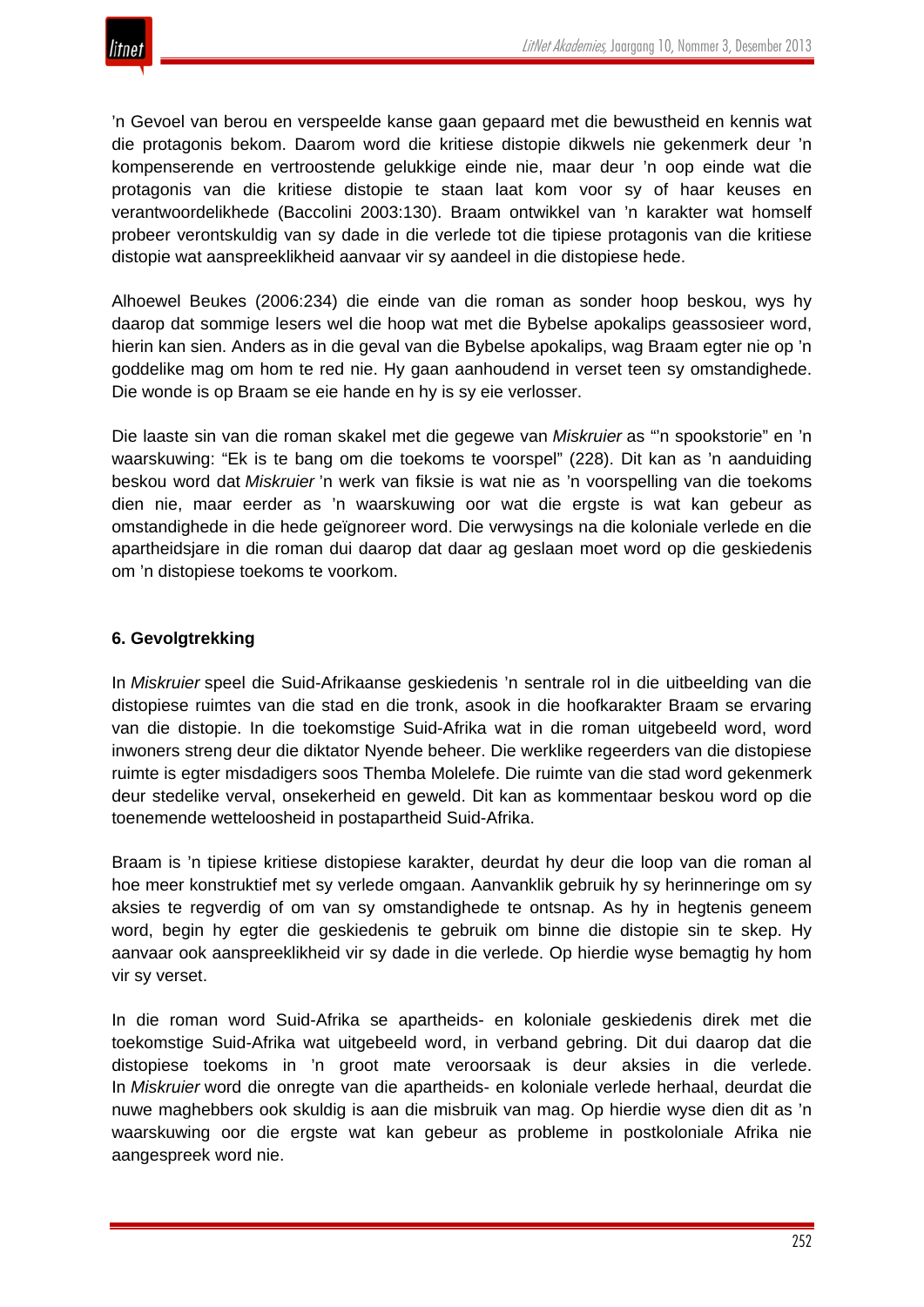'n Gevoel van berou en verspeelde kanse gaan gepaard met die bewustheid en kennis wat die protagonis bekom. Daarom word die kritiese distopie dikwels nie gekenmerk deur 'n kompenserende en vertroostende gelukkige einde nie, maar deur 'n oop einde wat die protagonis van die kritiese distopie te staan laat kom voor sy of haar keuses en verantwoordelikhede (Baccolini 2003:130). Braam ontwikkel van 'n karakter wat homself probeer verontskuldig van sy dade in die verlede tot die tipiese protagonis van die kritiese distopie wat aanspreeklikheid aanvaar vir sy aandeel in die distopiese hede.

Alhoewel Beukes (2006:234) die einde van die roman as sonder hoop beskou, wys hy daarop dat sommige lesers wel die hoop wat met die Bybelse apokalips geassosieer word, hierin kan sien. Anders as in die geval van die Bybelse apokalips, wag Braam egter nie op 'n goddelike mag om hom te red nie. Hy gaan aanhoudend in verset teen sy omstandighede. Die wonde is op Braam se eie hande en hy is sy eie verlosser.

Die laaste sin van die roman skakel met die gegewe van *Miskruier* as "'n spookstorie" en 'n waarskuwing: "Ek is te bang om die toekoms te voorspel" (228). Dit kan as 'n aanduiding beskou word dat *Miskruier* 'n werk van fiksie is wat nie as 'n voorspelling van die toekoms dien nie, maar eerder as 'n waarskuwing oor wat die ergste is wat kan gebeur as omstandighede in die hede geïgnoreer word. Die verwysings na die koloniale verlede en die apartheidsjare in die roman dui daarop dat daar ag geslaan moet word op die geskiedenis om 'n distopiese toekoms te voorkom.

### 6. Gevolgtrekking

In *Miskruier* speel die Suid-Afrikaanse geskiedenis 'n sentrale rol in die uitbeelding van die distopiese ruimtes van die stad en die tronk, asook in die hoofkarakter Braam se ervaring van die distopie. In die toekomstige Suid-Afrika wat in die roman uitgebeeld word, word inwoners streng deur die diktator Nyende beheer. Die werklike regeerders van die distopiese ruimte is egter misdadigers soos Themba Molelefe. Die ruimte van die stad word gekenmerk deur stedelike verval, onsekerheid en geweld. Dit kan as kommentaar beskou word op die toenemende wetteloosheid in postapartheid Suid-Afrika.

Braam is 'n tipiese kritiese distopiese karakter, deurdat hy deur die loop van die roman al hoe meer konstruktief met sy verlede omgaan. Aanvanklik gebruik hy sy herinneringe om sy aksies te regverdig of om van sy omstandighede te ontsnap. As hy in hegtenis geneem word, begin hy egter die geskiedenis te gebruik om binne die distopie sin te skep. Hy aanvaar ook aanspreeklikheid vir sy dade in die verlede. Op hierdie wyse bemagtig hy hom vir sy verset.

In die roman word Suid-Afrika se apartheids- en koloniale geskiedenis direk met die toekomstige Suid-Afrika wat uitgebeeld word, in verband gebring. Dit dui daarop dat die distopiese toekoms in 'n groot mate veroorsaak is deur aksies in die verlede. In *Miskruier* word die onregte van die apartheids- en koloniale verlede herhaal, deurdat die nuwe maghebbers ook skuldig is aan die misbruik van mag. Op hierdie wyse dien dit as 'n waarskuwing oor die ergste wat kan gebeur as probleme in postkoloniale Afrika nie aangespreek word nie.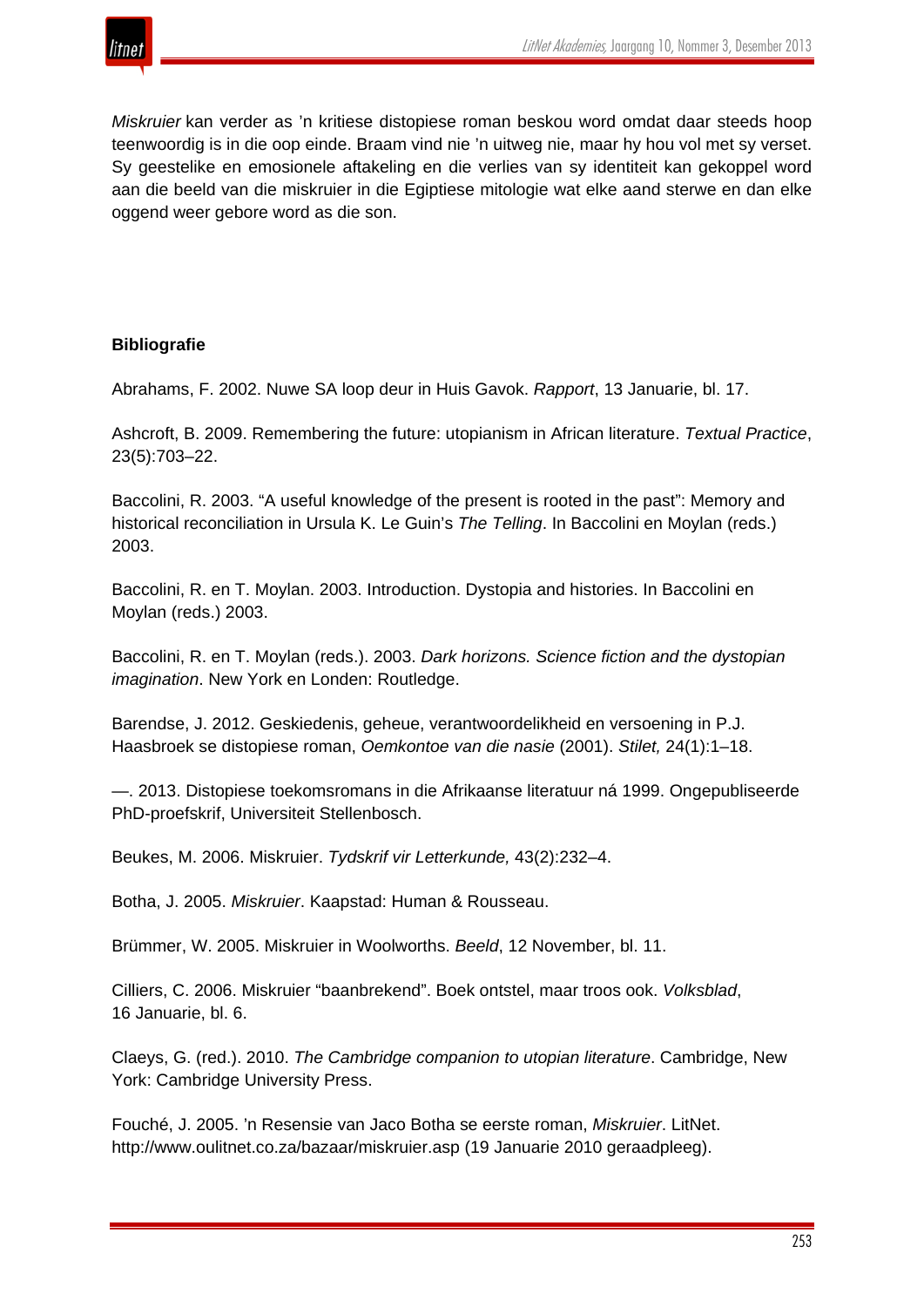*Miskruier* kan verder as 'n kritiese distopiese roman beskou word omdat daar steeds hoop teenwoordig is in die oop einde. Braam vind nie 'n uitweg nie, maar hy hou vol met sy verset. Sy geestelike en emosionele aftakeling en die verlies van sy identiteit kan gekoppel word aan die beeld van die miskruier in die Egiptiese mitologie wat elke aand sterwe en dan elke oggend weer gebore word as die son.

**Bibliografie**

Abrahams, F. 2002. Nuwe SA loop deur in Huis Gavok. *Rapport*, 13 Januarie, bl. 17.

Ashcroft, B. 2009. Remembering the future: utopianism in African literature. *Textual Practice*, 23(5):703–22.

Baccolini, R. 2003. "A useful knowledge of the present is rooted in the past": Memory and historical reconciliation in Ursula K. Le Guin's *The Telling*. In Baccolini en Moylan (reds.) 2003.

Baccolini, R. en T. Moylan. 2003. Introduction. Dystopia and histories. In Baccolini en Moylan (reds.) 2003.

Baccolini, R. en T. Moylan (reds.). 2003. *Dark horizons. Science fiction and the dystopian imagination*. New York en Londen: Routledge.

Barendse, J. 2012. Geskiedenis, geheue, verantwoordelikheid en versoening in P.J. Haasbroek se distopiese roman, *Oemkontoe van die nasie* (2001). *Stilet,* 24(1):1–18.

—. 2013. Distopiese toekomsromans in die Afrikaanse literatuur ná 1999. Ongepubliseerde PhD-proefskrif, Universiteit Stellenbosch.

Beukes, M. 2006. Miskruier. *Tydskrif vir Letterkunde,* 43(2):232–4.

Botha, J. 2005. *Miskruier*. Kaapstad: Human & Rousseau.

Brümmer, W. 2005. Miskruier in Woolworths. *Beeld*, 12 November, bl. 11.

Cilliers, C. 2006. Miskruier "baanbrekend". Boek ontstel, maar troos ook. *Volksblad*, 16 Januarie, bl. 6.

Claeys, G. (red.). 2010. *The Cambridge companion to utopian literature*. Cambridge, New York: Cambridge University Press.

Fouché, J. 2005. 'n Resensie van Jaco Botha se eerste roman, *Miskruier*. LitNet. http://www.oulitnet.co.za/bazaar/miskruier.asp (19 Januarie 2010 geraadpleeg).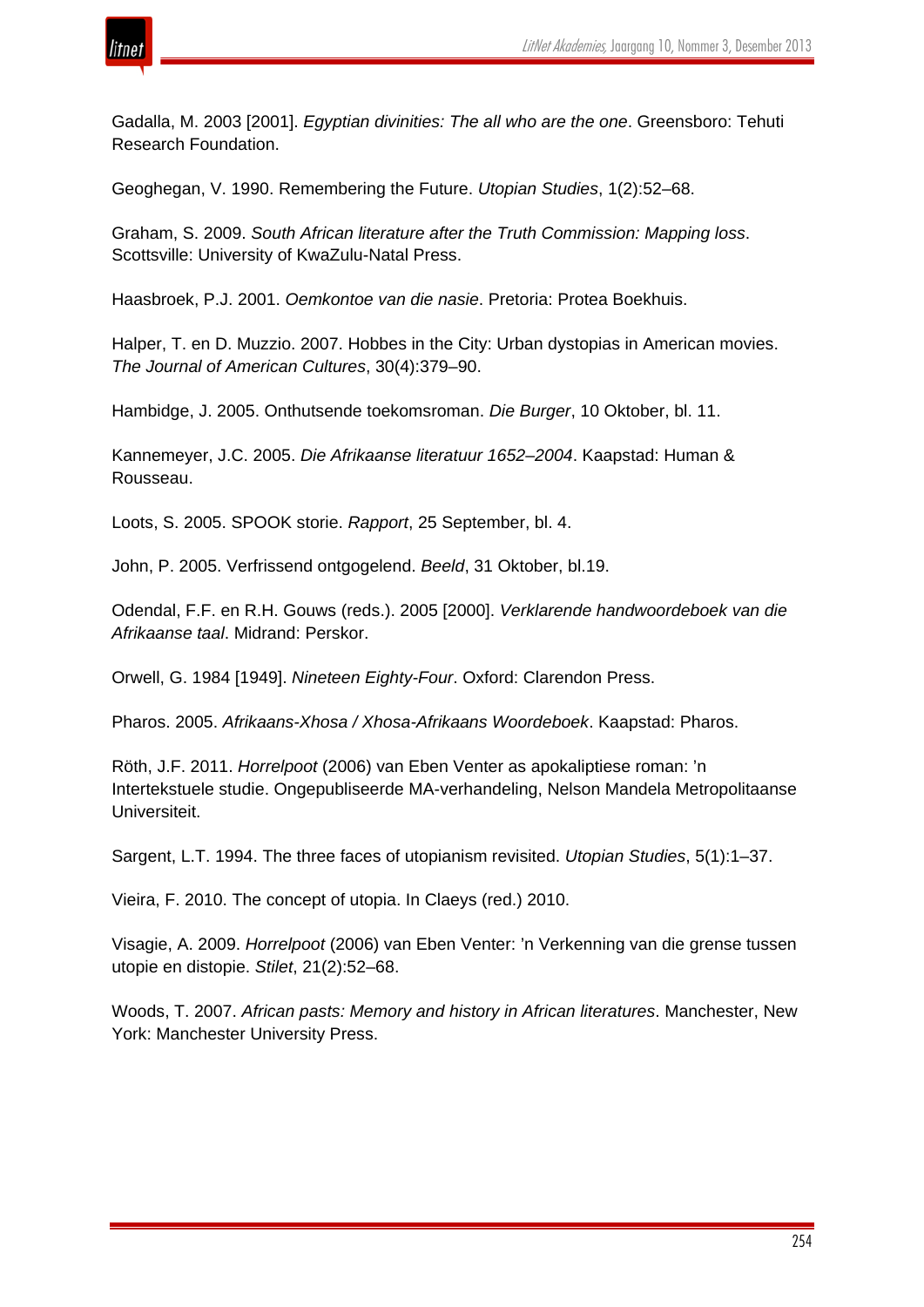Gadalla, M. 2003 [2001]. *Egyptian divinities: The all who are the one*. Greensboro: Tehuti Research Foundation.

Geoghegan, V. 1990. Remembering the Future. *Utopian Studies*, 1(2):52–68.

Graham, S. 2009. *South African literature after the Truth Commission: Mapping loss*. Scottsville: University of KwaZulu-Natal Press.

Haasbroek, P.J. 2001. *Oemkontoe van die nasie*. Pretoria: Protea Boekhuis.

Halper, T. en D. Muzzio. 2007. Hobbes in the City: Urban dystopias in American movies. *The Journal of American Cultures*, 30(4):379–90.

Hambidge, J. 2005. Onthutsende toekomsroman. *Die Burger*, 10 Oktober, bl. 11.

Kannemeyer, J.C. 2005. *Die Afrikaanse literatuur 1652–2004*. Kaapstad: Human & Rousseau.

Loots, S. 2005. SPOOK storie. *Rapport*, 25 September, bl. 4.

John, P. 2005. Verfrissend ontgogelend. *Beeld*, 31 Oktober, bl.19.

Odendal, F.F. en R.H. Gouws (reds.). 2005 [2000]. *Verklarende handwoordeboek van die Afrikaanse taal*. Midrand: Perskor.

Orwell, G. 1984 [1949]. *Nineteen Eighty-Four*. Oxford: Clarendon Press.

Pharos. 2005. *Afrikaans-Xhosa / Xhosa-Afrikaans Woordeboek*. Kaapstad: Pharos.

Röth, J.F. 2011. *Horrelpoot* (2006) van Eben Venter as apokaliptiese roman: 'n Intertekstuele studie. Ongepubliseerde MA-verhandeling, Nelson Mandela Metropolitaanse Universiteit.

Sargent, L.T. 1994. The three faces of utopianism revisited. *Utopian Studies*, 5(1):1–37.

Vieira, F. 2010. The concept of utopia. In Claeys (red.) 2010.

Visagie, A. 2009. *Horrelpoot* (2006) van Eben Venter: 'n Verkenning van die grense tussen utopie en distopie. *Stilet*, 21(2):52–68.

Woods, T. 2007. *African pasts: Memory and history in African literatures*. Manchester, New York: Manchester University Press.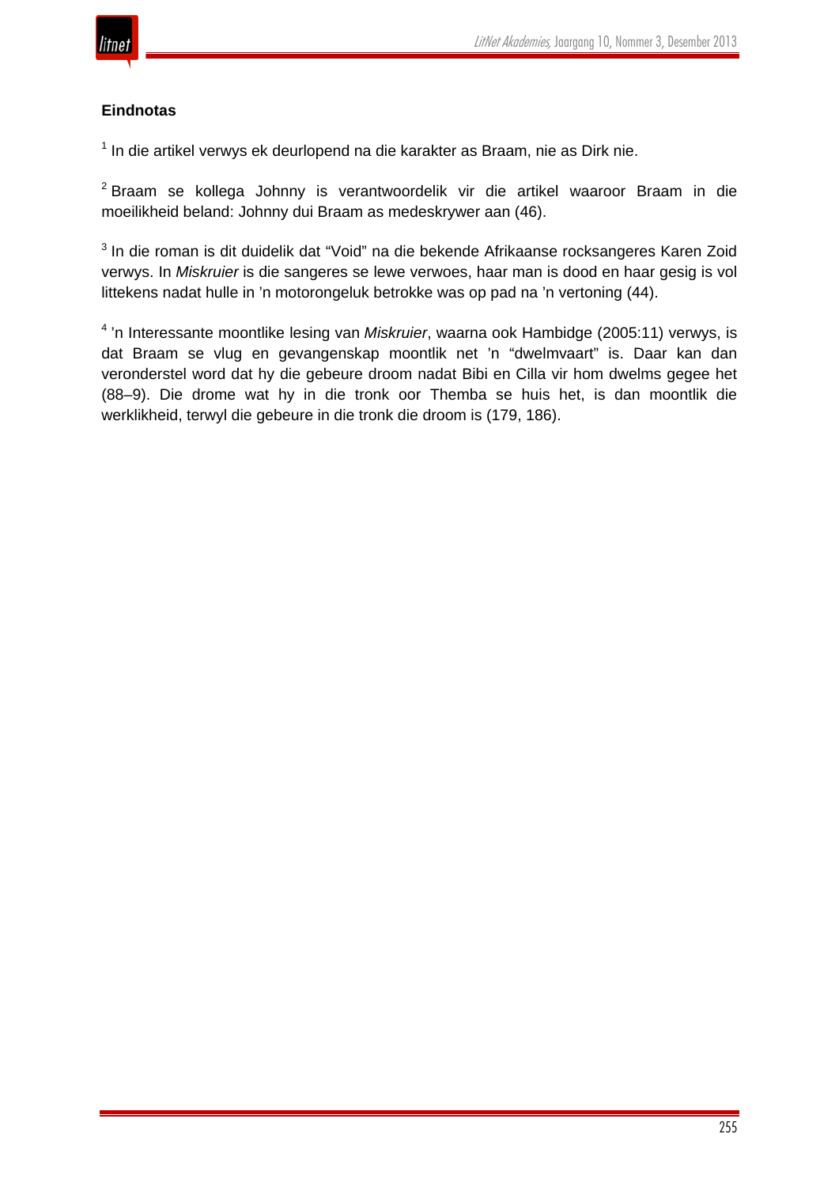## Eindnotas

[1] In die artikel verwys ek deurlopend na die karakter as Braam, nie as Dirk nie.

[2] Braam se kollega Johnny is verantwoordelik vir die artikel waaroor Braam in die moeilikheid beland: Johnny dui Braam as medeskrywer aan (46).

[3] In die roman is dit duidelik dat "Void" na die bekende Afrikaanse rocksangeres Karen Zoid verwys. In *Miskruier* is die sangeres se lewe verwoes, haar man is dood en haar gesig is vol littekens nadat hulle in 'n motorongeluk betrokke was op pad na 'n vertoning (44).

[4] 'n Interessante moontlike lesing van *Miskruier*, waarna ook Hambidge (2005:11) verwys, is dat Braam se vlug en gevangenskap moontlik net 'n "dwelmvaart" is. Daar kan dan veronderstel word dat hy die gebeure droom nadat Bibi en Cilla vir hom dwelms gegee het (88–9). Die drome wat hy in die tronk oor Themba se huis het, is dan moontlik die werklikheid, terwyl die gebeure in die tronk die droom is (179, 186).